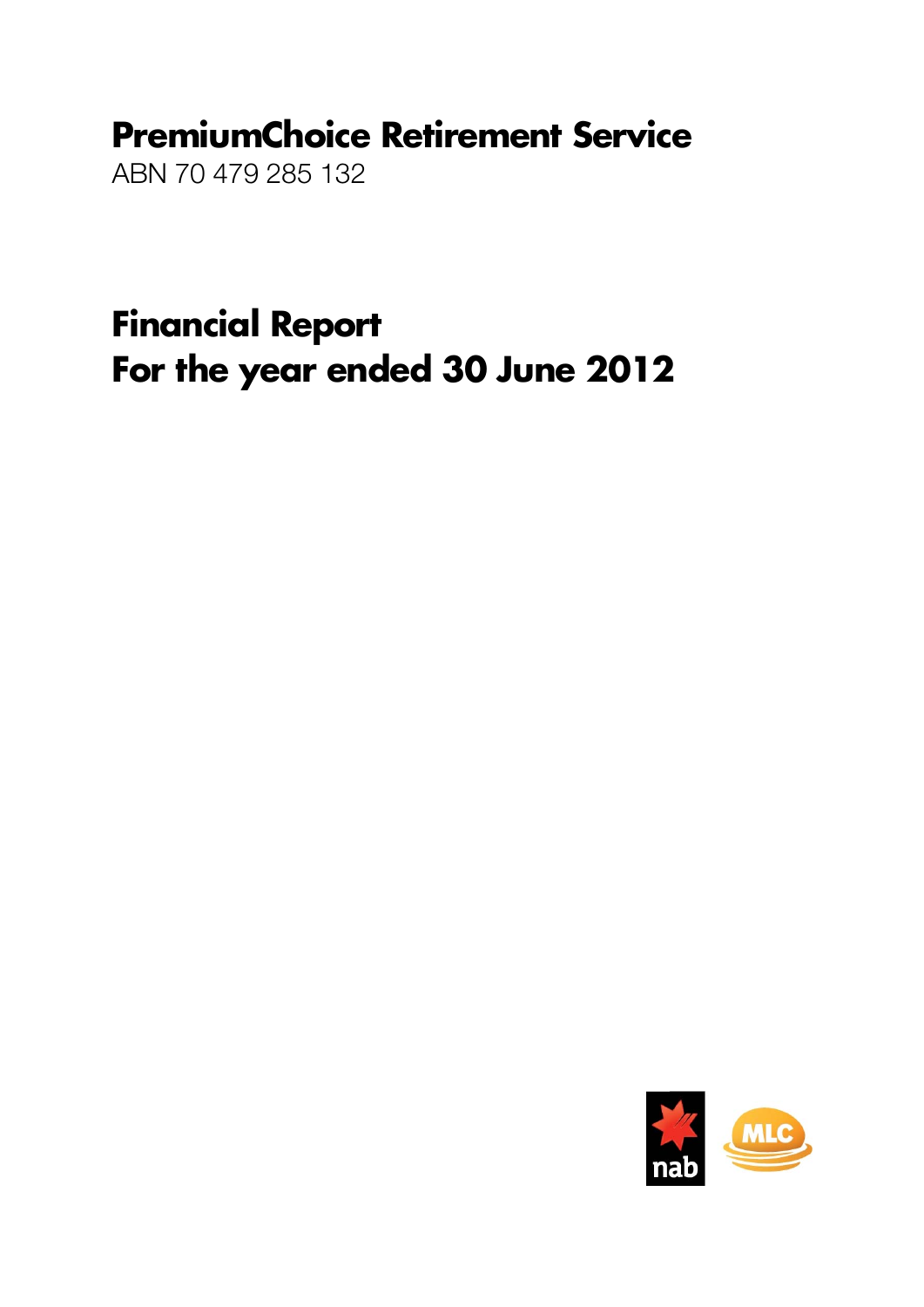# PremiumChoice Retirement Service

ABN 70 479 285 132

# Financial Report
# For the year ended 30 June 2012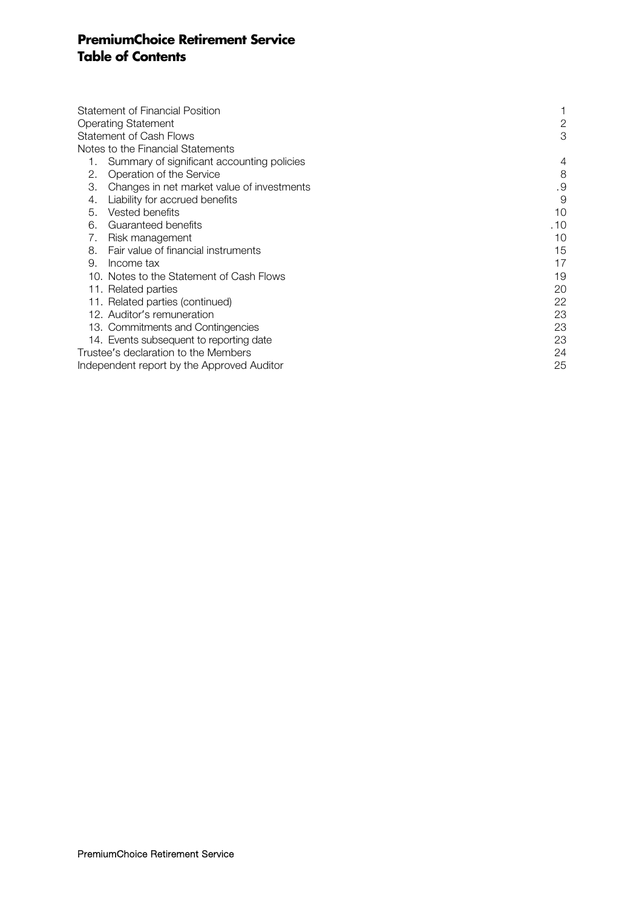# PremiumChoice Retirement Service
# Table of Contents

| | |
|---|---|
| Statement of Financial Position | 1 |
| Operating Statement | 2 |
| Statement of Cash Flows | 3 |
| Notes to the Financial Statements | |
| 1. Summary of significant accounting policies | 4 |
| 2. Operation of the Service | 8 |
| 3. Changes in net market value of investments | .9 |
| 4. Liability for accrued benefits | 9 |
| 5. Vested benefits | 10 |
| 6. Guaranteed benefits | .10 |
| 7. Risk management | 10 |
| 8. Fair value of financial instruments | 15 |
| 9. Income tax | 17 |
| 10. Notes to the Statement of Cash Flows | 19 |
| 11. Related parties | 20 |
| 11. Related parties (continued) | 22 |
| 12. Auditor's remuneration | 23 |
| 13. Commitments and Contingencies | 23 |
| 14. Events subsequent to reporting date | 23 |
| Trustee's declaration to the Members | 24 |
| Independent report by the Approved Auditor | 25 |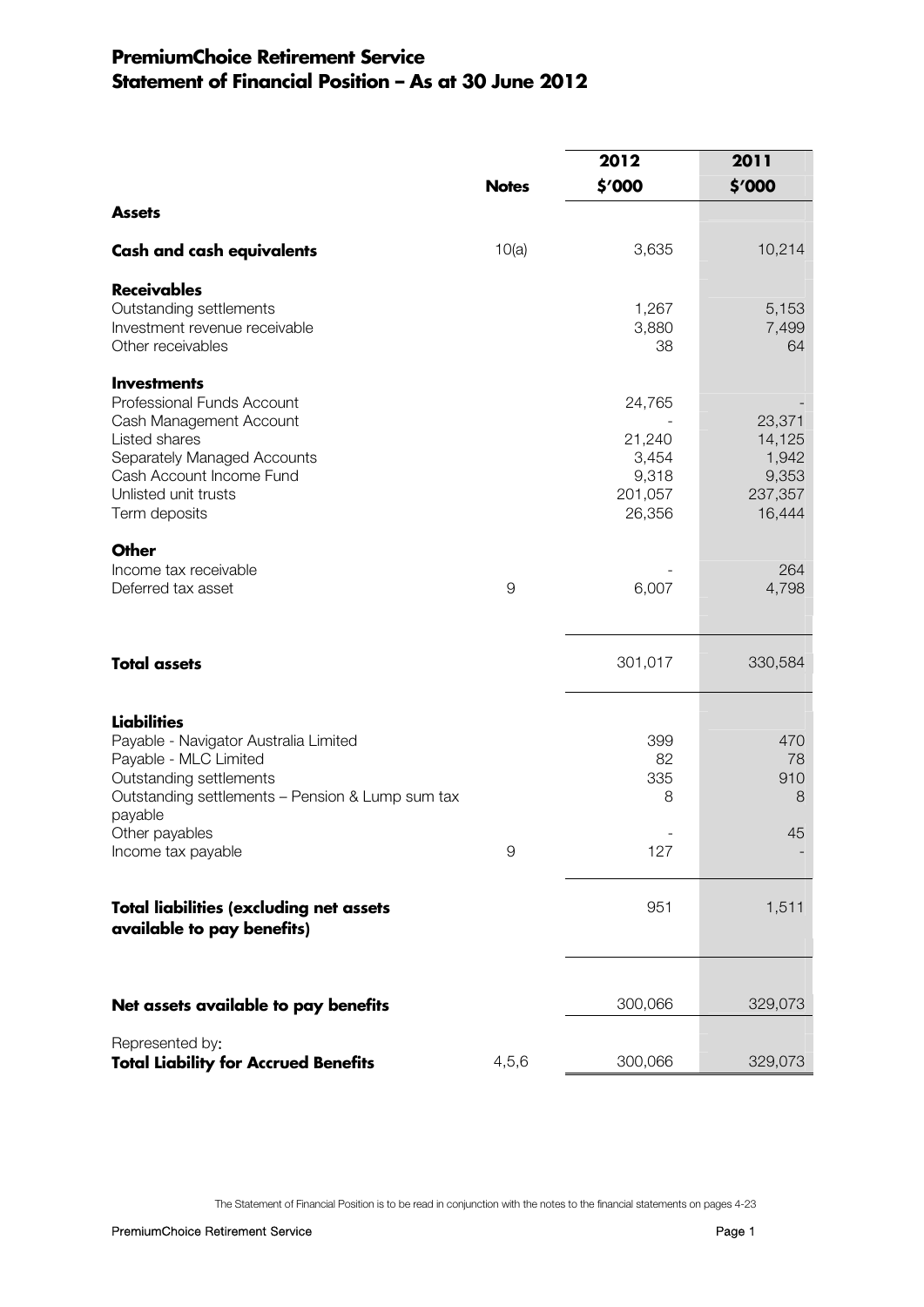# PremiumChoice Retirement Service
# Statement of Financial Position – As at 30 June 2012

| | Notes | 2012<br>$'000 | 2011<br>$'000 |
|---|---|---|---|
| **Assets** | | | |
| **Cash and cash equivalents** | 10(a) | 3,635 | 10,214 |
| **Receivables** | | | |
| Outstanding settlements | | 1,267 | 5,153 |
| Investment revenue receivable | | 3,880 | 7,499 |
| Other receivables | | 38 | 64 |
| **Investments** | | | |
| Professional Funds Account | | 24,765 | - |
| Cash Management Account | | - | 23,371 |
| Listed shares | | 21,240 | 14,125 |
| Separately Managed Accounts | | 3,454 | 1,942 |
| Cash Account Income Fund | | 9,318 | 9,353 |
| Unlisted unit trusts | | 201,057 | 237,357 |
| Term deposits | | 26,356 | 16,444 |
| **Other** | | | |
| Income tax receivable | | - | 264 |
| Deferred tax asset | 9 | 6,007 | 4,798 |
| **Total assets** | | 301,017 | 330,584 |
| **Liabilities** | | | |
| Payable - Navigator Australia Limited | | 399 | 470 |
| Payable - MLC Limited | | 82 | 78 |
| Outstanding settlements | | 335 | 910 |
| Outstanding settlements – Pension & Lump sum tax payable | | 8 | 8 |
| Other payables | | - | 45 |
| Income tax payable | 9 | 127 | - |
| **Total liabilities (excluding net assets available to pay benefits)** | | 951 | 1,511 |
| **Net assets available to pay benefits** | | 300,066 | 329,073 |
| Represented by: **Total Liability for Accrued Benefits** | 4,5,6 | 300,066 | 329,073 |

The Statement of Financial Position is to be read in conjunction with the notes to the financial statements on pages 4-23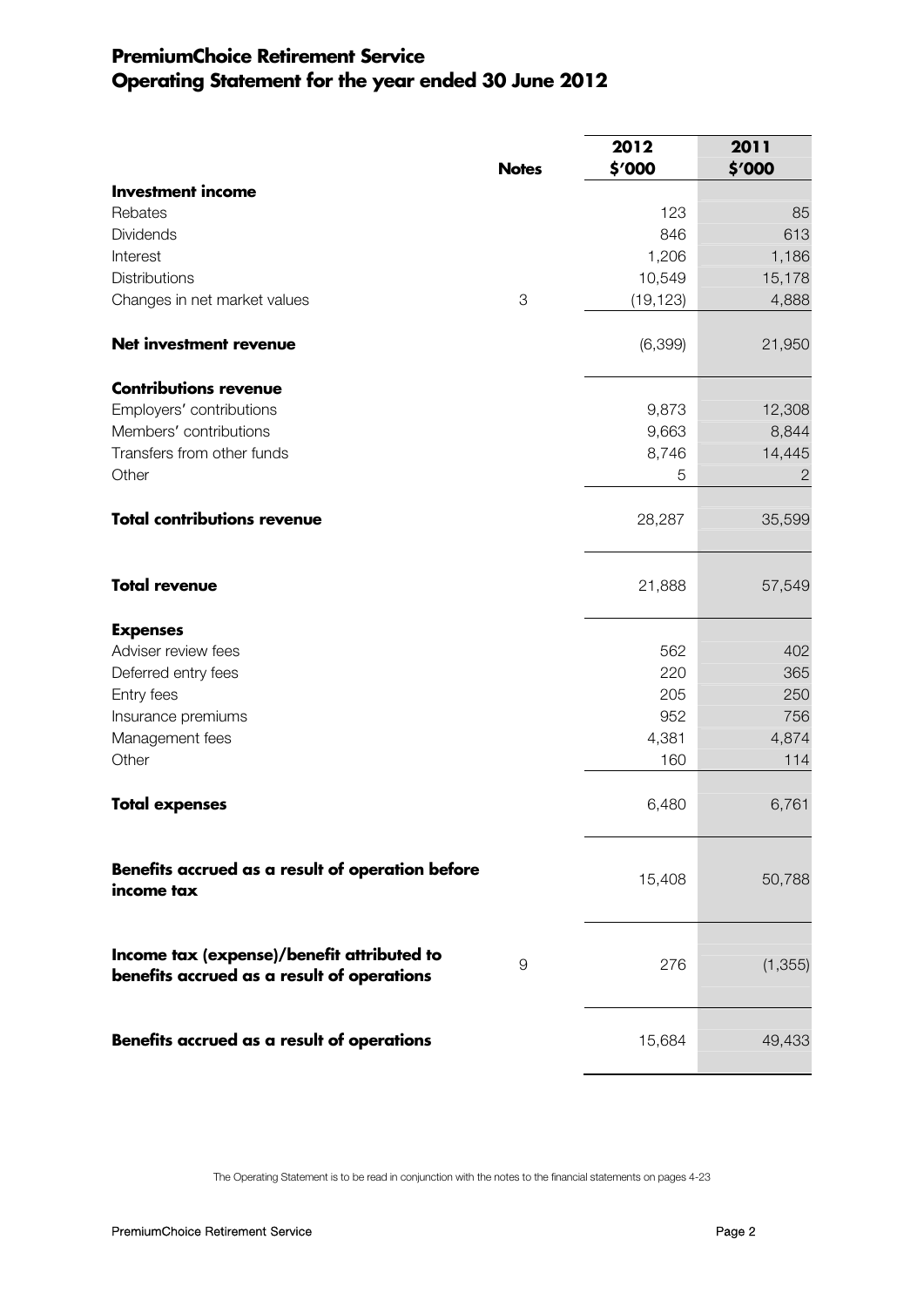# PremiumChoice Retirement Service
## Operating Statement for the year ended 30 June 2012

| | Notes | 2012 $'000 | 2011 $'000 |
|---|---|---|---|
| **Investment income** | | | |
| Rebates | | 123 | 85 |
| Dividends | | 846 | 613 |
| Interest | | 1,206 | 1,186 |
| Distributions | | 10,549 | 15,178 |
| Changes in net market values | 3 | (19,123) | 4,888 |
| **Net investment revenue** | | (6,399) | 21,950 |
| **Contributions revenue** | | | |
| Employers' contributions | | 9,873 | 12,308 |
| Members' contributions | | 9,663 | 8,844 |
| Transfers from other funds | | 8,746 | 14,445 |
| Other | | 5 | 2 |
| **Total contributions revenue** | | 28,287 | 35,599 |
| **Total revenue** | | 21,888 | 57,549 |
| **Expenses** | | | |
| Adviser review fees | | 562 | 402 |
| Deferred entry fees | | 220 | 365 |
| Entry fees | | 205 | 250 |
| Insurance premiums | | 952 | 756 |
| Management fees | | 4,381 | 4,874 |
| Other | | 160 | 114 |
| **Total expenses** | | 6,480 | 6,761 |
| **Benefits accrued as a result of operation before income tax** | | 15,408 | 50,788 |
| **Income tax (expense)/benefit attributed to benefits accrued as a result of operations** | 9 | 276 | (1,355) |
| **Benefits accrued as a result of operations** | | 15,684 | 49,433 |

The Operating Statement is to be read in conjunction with the notes to the financial statements on pages 4-23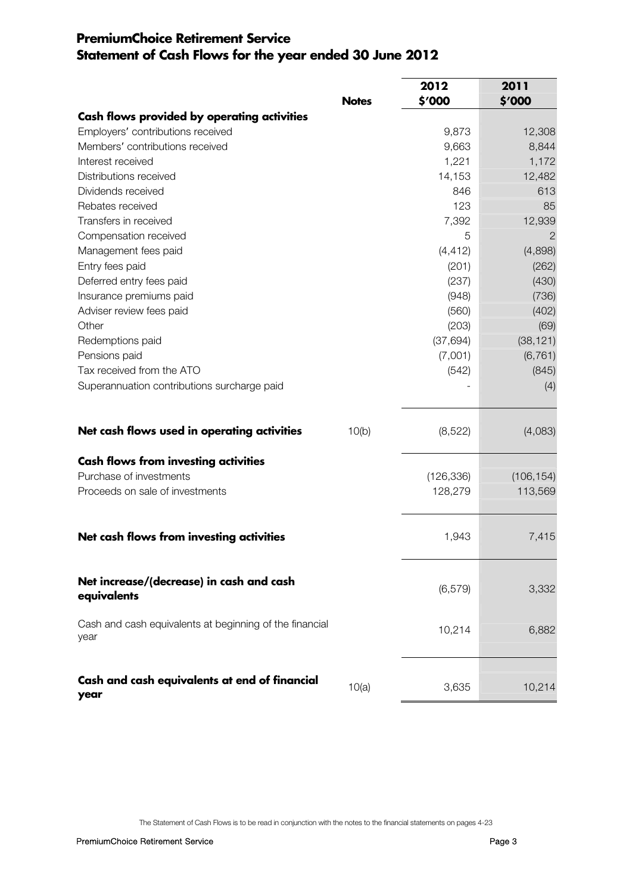# PremiumChoice Retirement Service
## Statement of Cash Flows for the year ended 30 June 2012

| | Notes | 2012 $'000 | 2011 $'000 |
|---|---|---|---|
| **Cash flows provided by operating activities** | | | |
| Employers' contributions received | | 9,873 | 12,308 |
| Members' contributions received | | 9,663 | 8,844 |
| Interest received | | 1,221 | 1,172 |
| Distributions received | | 14,153 | 12,482 |
| Dividends received | | 846 | 613 |
| Rebates received | | 123 | 85 |
| Transfers in received | | 7,392 | 12,939 |
| Compensation received | | 5 | 2 |
| Management fees paid | | (4,412) | (4,898) |
| Entry fees paid | | (201) | (262) |
| Deferred entry fees paid | | (237) | (430) |
| Insurance premiums paid | | (948) | (736) |
| Adviser review fees paid | | (560) | (402) |
| Other | | (203) | (69) |
| Redemptions paid | | (37,694) | (38,121) |
| Pensions paid | | (7,001) | (6,761) |
| Tax received from the ATO | | (542) | (845) |
| Superannuation contributions surcharge paid | | - | (4) |
| **Net cash flows used in operating activities** | 10(b) | (8,522) | (4,083) |
| **Cash flows from investing activities** | | | |
| Purchase of investments | | (126,336) | (106,154) |
| Proceeds on sale of investments | | 128,279 | 113,569 |
| **Net cash flows from investing activities** | | 1,943 | 7,415 |
| **Net increase/(decrease) in cash and cash equivalents** | | (6,579) | 3,332 |
| Cash and cash equivalents at beginning of the financial year | | 10,214 | 6,882 |
| **Cash and cash equivalents at end of financial year** | 10(a) | 3,635 | 10,214 |

The Statement of Cash Flows is to be read in conjunction with the notes to the financial statements on pages 4-23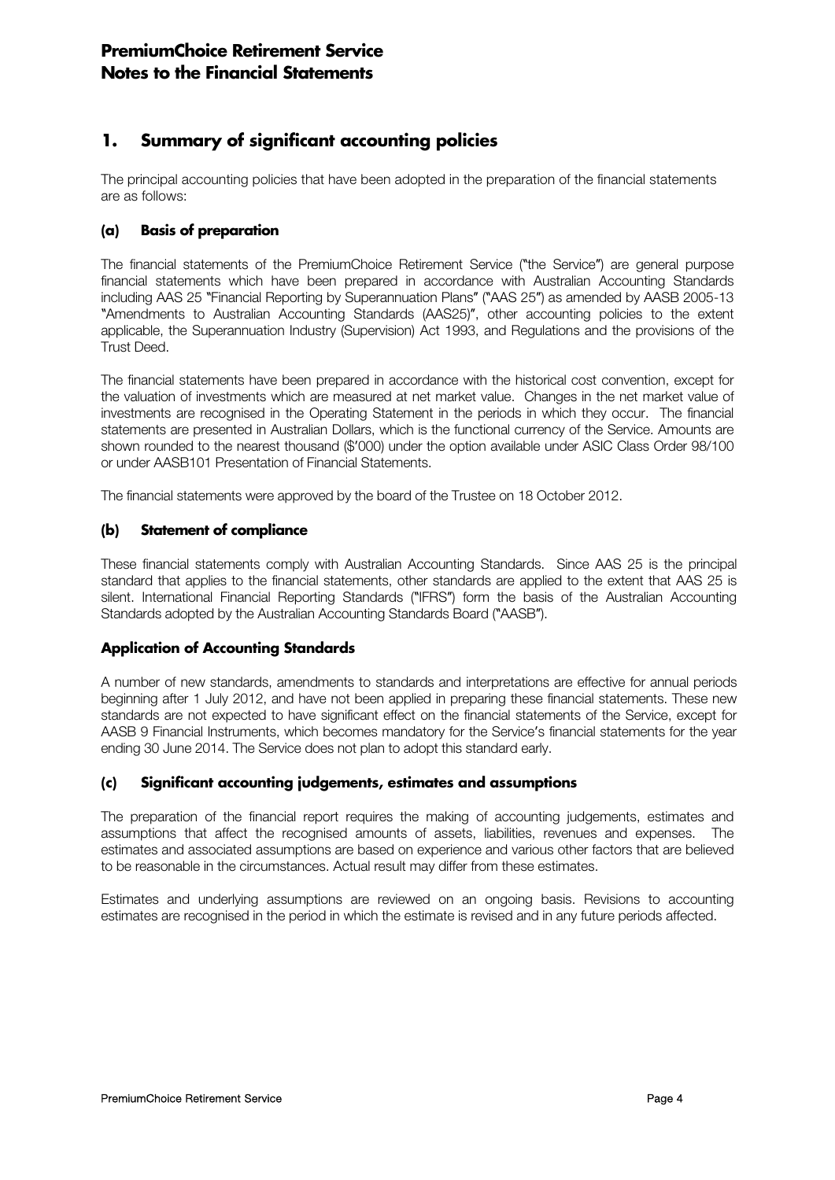# PremiumChoice Retirement Service
# Notes to the Financial Statements

## 1. Summary of significant accounting policies

The principal accounting policies that have been adopted in the preparation of the financial statements are as follows:

### (a) Basis of preparation

The financial statements of the PremiumChoice Retirement Service ("the Service") are general purpose financial statements which have been prepared in accordance with Australian Accounting Standards including AAS 25 "Financial Reporting by Superannuation Plans" ("AAS 25") as amended by AASB 2005-13 "Amendments to Australian Accounting Standards (AAS25)", other accounting policies to the extent applicable, the Superannuation Industry (Supervision) Act 1993, and Regulations and the provisions of the Trust Deed.

The financial statements have been prepared in accordance with the historical cost convention, except for the valuation of investments which are measured at net market value. Changes in the net market value of investments are recognised in the Operating Statement in the periods in which they occur. The financial statements are presented in Australian Dollars, which is the functional currency of the Service. Amounts are shown rounded to the nearest thousand ($'000) under the option available under ASIC Class Order 98/100 or under AASB101 Presentation of Financial Statements.

The financial statements were approved by the board of the Trustee on 18 October 2012.

### (b) Statement of compliance

These financial statements comply with Australian Accounting Standards. Since AAS 25 is the principal standard that applies to the financial statements, other standards are applied to the extent that AAS 25 is silent. International Financial Reporting Standards ("IFRS") form the basis of the Australian Accounting Standards adopted by the Australian Accounting Standards Board ("AASB").

### Application of Accounting Standards

A number of new standards, amendments to standards and interpretations are effective for annual periods beginning after 1 July 2012, and have not been applied in preparing these financial statements. These new standards are not expected to have significant effect on the financial statements of the Service, except for AASB 9 Financial Instruments, which becomes mandatory for the Service's financial statements for the year ending 30 June 2014. The Service does not plan to adopt this standard early.

### (c) Significant accounting judgements, estimates and assumptions

The preparation of the financial report requires the making of accounting judgements, estimates and assumptions that affect the recognised amounts of assets, liabilities, revenues and expenses. The estimates and associated assumptions are based on experience and various other factors that are believed to be reasonable in the circumstances. Actual result may differ from these estimates.

Estimates and underlying assumptions are reviewed on an ongoing basis. Revisions to accounting estimates are recognised in the period in which the estimate is revised and in any future periods affected.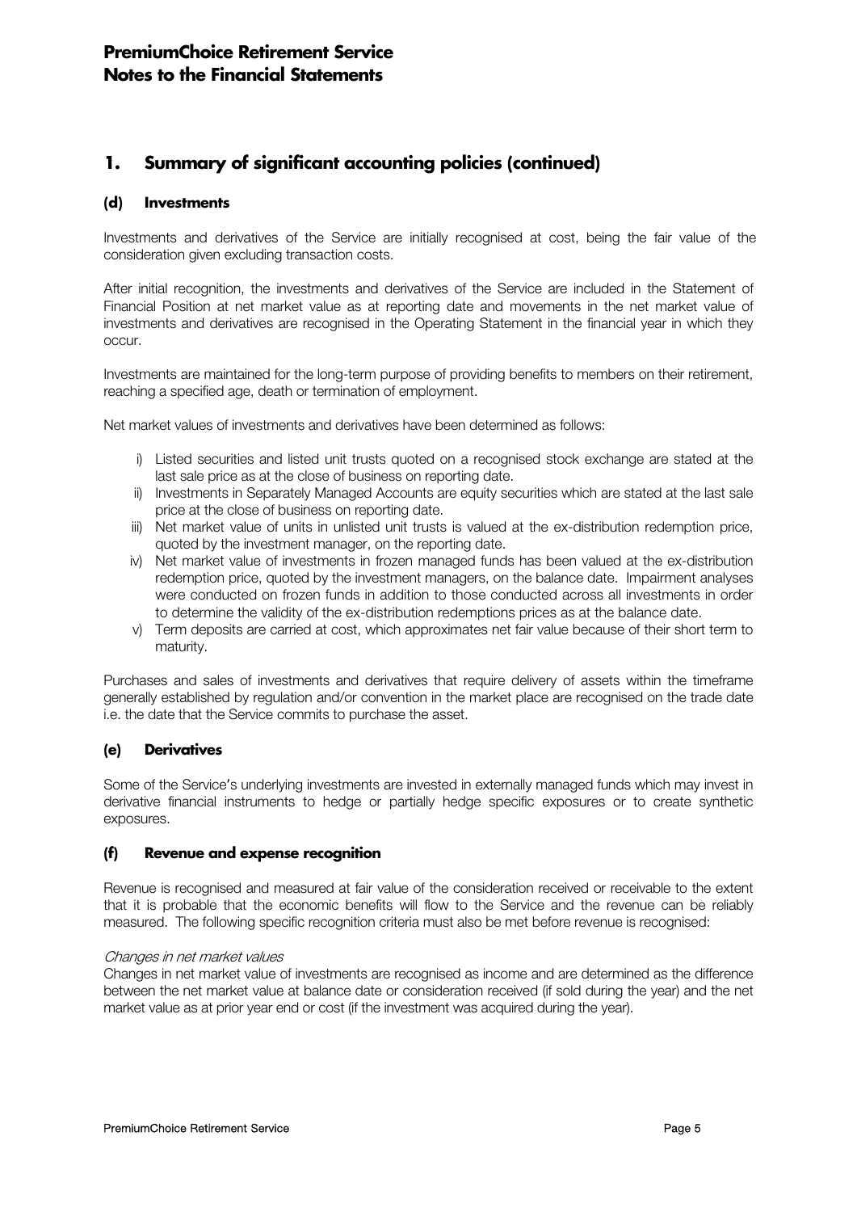## 1. Summary of significant accounting policies (continued)

### (d) Investments

Investments and derivatives of the Service are initially recognised at cost, being the fair value of the consideration given excluding transaction costs.

After initial recognition, the investments and derivatives of the Service are included in the Statement of Financial Position at net market value as at reporting date and movements in the net market value of investments and derivatives are recognised in the Operating Statement in the financial year in which they occur.

Investments are maintained for the long-term purpose of providing benefits to members on their retirement, reaching a specified age, death or termination of employment.

Net market values of investments and derivatives have been determined as follows:

i) Listed securities and listed unit trusts quoted on a recognised stock exchange are stated at the last sale price as at the close of business on reporting date.
ii) Investments in Separately Managed Accounts are equity securities which are stated at the last sale price at the close of business on reporting date.
iii) Net market value of units in unlisted unit trusts is valued at the ex-distribution redemption price, quoted by the investment manager, on the reporting date.
iv) Net market value of investments in frozen managed funds has been valued at the ex-distribution redemption price, quoted by the investment managers, on the balance date. Impairment analyses were conducted on frozen funds in addition to those conducted across all investments in order to determine the validity of the ex-distribution redemptions prices as at the balance date.
v) Term deposits are carried at cost, which approximates net fair value because of their short term to maturity.

Purchases and sales of investments and derivatives that require delivery of assets within the timeframe generally established by regulation and/or convention in the market place are recognised on the trade date i.e. the date that the Service commits to purchase the asset.

### (e) Derivatives

Some of the Service's underlying investments are invested in externally managed funds which may invest in derivative financial instruments to hedge or partially hedge specific exposures or to create synthetic exposures.

### (f) Revenue and expense recognition

Revenue is recognised and measured at fair value of the consideration received or receivable to the extent that it is probable that the economic benefits will flow to the Service and the revenue can be reliably measured. The following specific recognition criteria must also be met before revenue is recognised:

*Changes in net market values*
Changes in net market value of investments are recognised as income and are determined as the difference between the net market value at balance date or consideration received (if sold during the year) and the net market value as at prior year end or cost (if the investment was acquired during the year).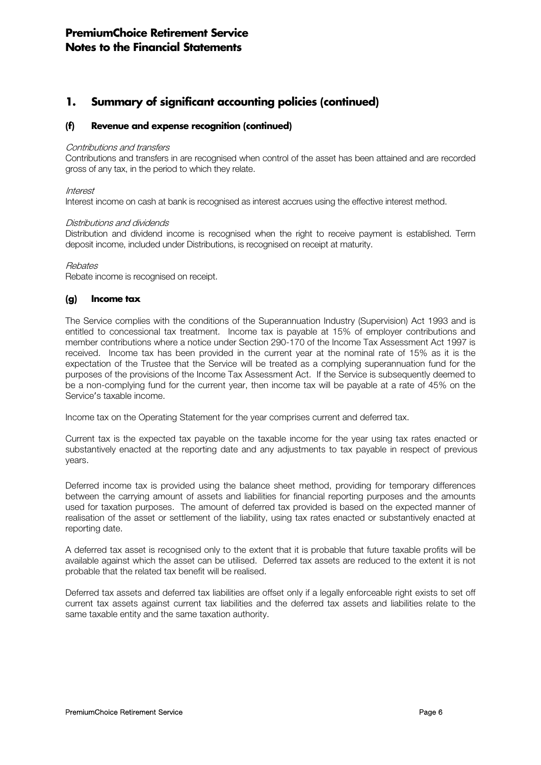# 1. Summary of significant accounting policies (continued)

## (f) Revenue and expense recognition (continued)

*Contributions and transfers*

Contributions and transfers in are recognised when control of the asset has been attained and are recorded gross of any tax, in the period to which they relate.

*Interest*

Interest income on cash at bank is recognised as interest accrues using the effective interest method.

*Distributions and dividends*

Distribution and dividend income is recognised when the right to receive payment is established. Term deposit income, included under Distributions, is recognised on receipt at maturity.

*Rebates*

Rebate income is recognised on receipt.

## (g) Income tax

The Service complies with the conditions of the Superannuation Industry (Supervision) Act 1993 and is entitled to concessional tax treatment. Income tax is payable at 15% of employer contributions and member contributions where a notice under Section 290-170 of the Income Tax Assessment Act 1997 is received. Income tax has been provided in the current year at the nominal rate of 15% as it is the expectation of the Trustee that the Service will be treated as a complying superannuation fund for the purposes of the provisions of the Income Tax Assessment Act. If the Service is subsequently deemed to be a non-complying fund for the current year, then income tax will be payable at a rate of 45% on the Service's taxable income.

Income tax on the Operating Statement for the year comprises current and deferred tax.

Current tax is the expected tax payable on the taxable income for the year using tax rates enacted or substantively enacted at the reporting date and any adjustments to tax payable in respect of previous years.

Deferred income tax is provided using the balance sheet method, providing for temporary differences between the carrying amount of assets and liabilities for financial reporting purposes and the amounts used for taxation purposes. The amount of deferred tax provided is based on the expected manner of realisation of the asset or settlement of the liability, using tax rates enacted or substantively enacted at reporting date.

A deferred tax asset is recognised only to the extent that it is probable that future taxable profits will be available against which the asset can be utilised. Deferred tax assets are reduced to the extent it is not probable that the related tax benefit will be realised.

Deferred tax assets and deferred tax liabilities are offset only if a legally enforceable right exists to set off current tax assets against current tax liabilities and the deferred tax assets and liabilities relate to the same taxable entity and the same taxation authority.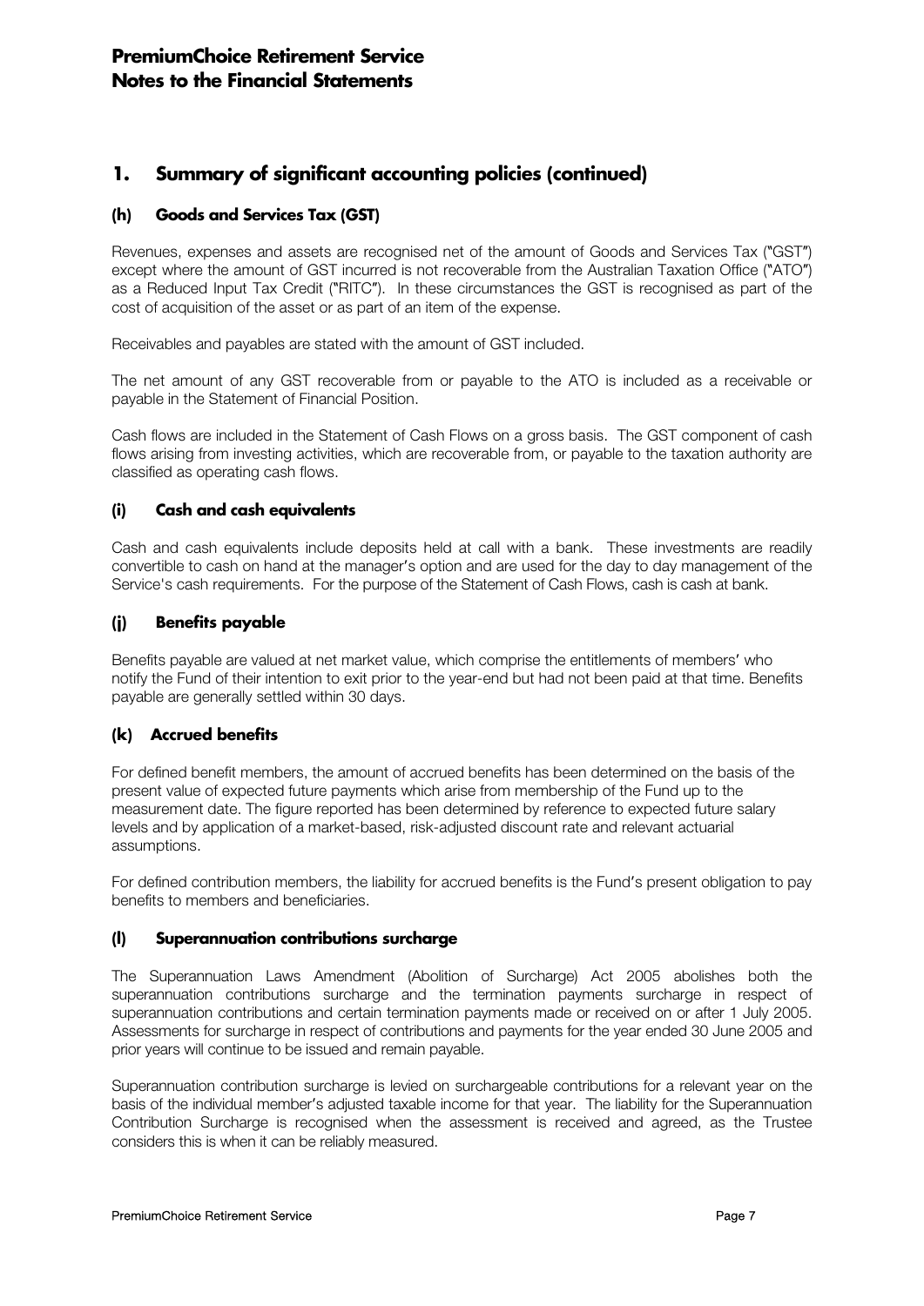# PremiumChoice Retirement Service
# Notes to the Financial Statements

## 1. Summary of significant accounting policies (continued)

### (h) Goods and Services Tax (GST)

Revenues, expenses and assets are recognised net of the amount of Goods and Services Tax ("GST") except where the amount of GST incurred is not recoverable from the Australian Taxation Office ("ATO") as a Reduced Input Tax Credit ("RITC"). In these circumstances the GST is recognised as part of the cost of acquisition of the asset or as part of an item of the expense.

Receivables and payables are stated with the amount of GST included.

The net amount of any GST recoverable from or payable to the ATO is included as a receivable or payable in the Statement of Financial Position.

Cash flows are included in the Statement of Cash Flows on a gross basis. The GST component of cash flows arising from investing activities, which are recoverable from, or payable to the taxation authority are classified as operating cash flows.

### (i) Cash and cash equivalents

Cash and cash equivalents include deposits held at call with a bank. These investments are readily convertible to cash on hand at the manager's option and are used for the day to day management of the Service's cash requirements. For the purpose of the Statement of Cash Flows, cash is cash at bank.

### (j) Benefits payable

Benefits payable are valued at net market value, which comprise the entitlements of members' who notify the Fund of their intention to exit prior to the year-end but had not been paid at that time. Benefits payable are generally settled within 30 days.

### (k) Accrued benefits

For defined benefit members, the amount of accrued benefits has been determined on the basis of the present value of expected future payments which arise from membership of the Fund up to the measurement date. The figure reported has been determined by reference to expected future salary levels and by application of a market-based, risk-adjusted discount rate and relevant actuarial assumptions.

For defined contribution members, the liability for accrued benefits is the Fund's present obligation to pay benefits to members and beneficiaries.

### (l) Superannuation contributions surcharge

The Superannuation Laws Amendment (Abolition of Surcharge) Act 2005 abolishes both the superannuation contributions surcharge and the termination payments surcharge in respect of superannuation contributions and certain termination payments made or received on or after 1 July 2005. Assessments for surcharge in respect of contributions and payments for the year ended 30 June 2005 and prior years will continue to be issued and remain payable.

Superannuation contribution surcharge is levied on surchargeable contributions for a relevant year on the basis of the individual member's adjusted taxable income for that year. The liability for the Superannuation Contribution Surcharge is recognised when the assessment is received and agreed, as the Trustee considers this is when it can be reliably measured.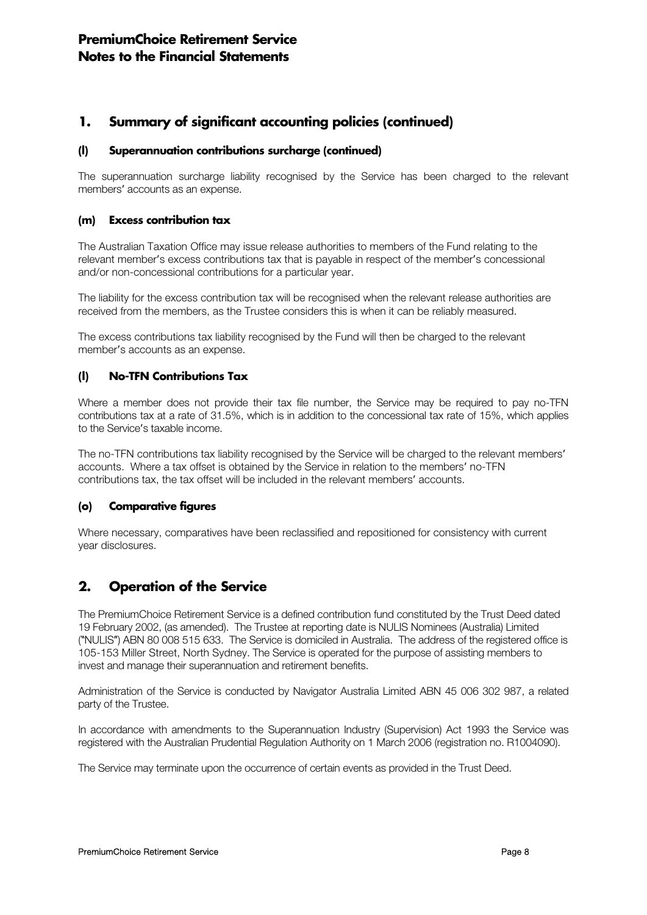# PremiumChoice Retirement Service
# Notes to the Financial Statements

## 1. Summary of significant accounting policies (continued)

### (l) Superannuation contributions surcharge (continued)

The superannuation surcharge liability recognised by the Service has been charged to the relevant members' accounts as an expense.

### (m) Excess contribution tax

The Australian Taxation Office may issue release authorities to members of the Fund relating to the relevant member's excess contributions tax that is payable in respect of the member's concessional and/or non-concessional contributions for a particular year.

The liability for the excess contribution tax will be recognised when the relevant release authorities are received from the members, as the Trustee considers this is when it can be reliably measured.

The excess contributions tax liability recognised by the Fund will then be charged to the relevant member's accounts as an expense.

### (l) No-TFN Contributions Tax

Where a member does not provide their tax file number, the Service may be required to pay no-TFN contributions tax at a rate of 31.5%, which is in addition to the concessional tax rate of 15%, which applies to the Service's taxable income.

The no-TFN contributions tax liability recognised by the Service will be charged to the relevant members' accounts. Where a tax offset is obtained by the Service in relation to the members' no-TFN contributions tax, the tax offset will be included in the relevant members' accounts.

### (o) Comparative figures

Where necessary, comparatives have been reclassified and repositioned for consistency with current year disclosures.

## 2. Operation of the Service

The PremiumChoice Retirement Service is a defined contribution fund constituted by the Trust Deed dated 19 February 2002, (as amended). The Trustee at reporting date is NULIS Nominees (Australia) Limited ("NULIS") ABN 80 008 515 633. The Service is domiciled in Australia. The address of the registered office is 105-153 Miller Street, North Sydney. The Service is operated for the purpose of assisting members to invest and manage their superannuation and retirement benefits.

Administration of the Service is conducted by Navigator Australia Limited ABN 45 006 302 987, a related party of the Trustee.

In accordance with amendments to the Superannuation Industry (Supervision) Act 1993 the Service was registered with the Australian Prudential Regulation Authority on 1 March 2006 (registration no. R1004090).

The Service may terminate upon the occurrence of certain events as provided in the Trust Deed.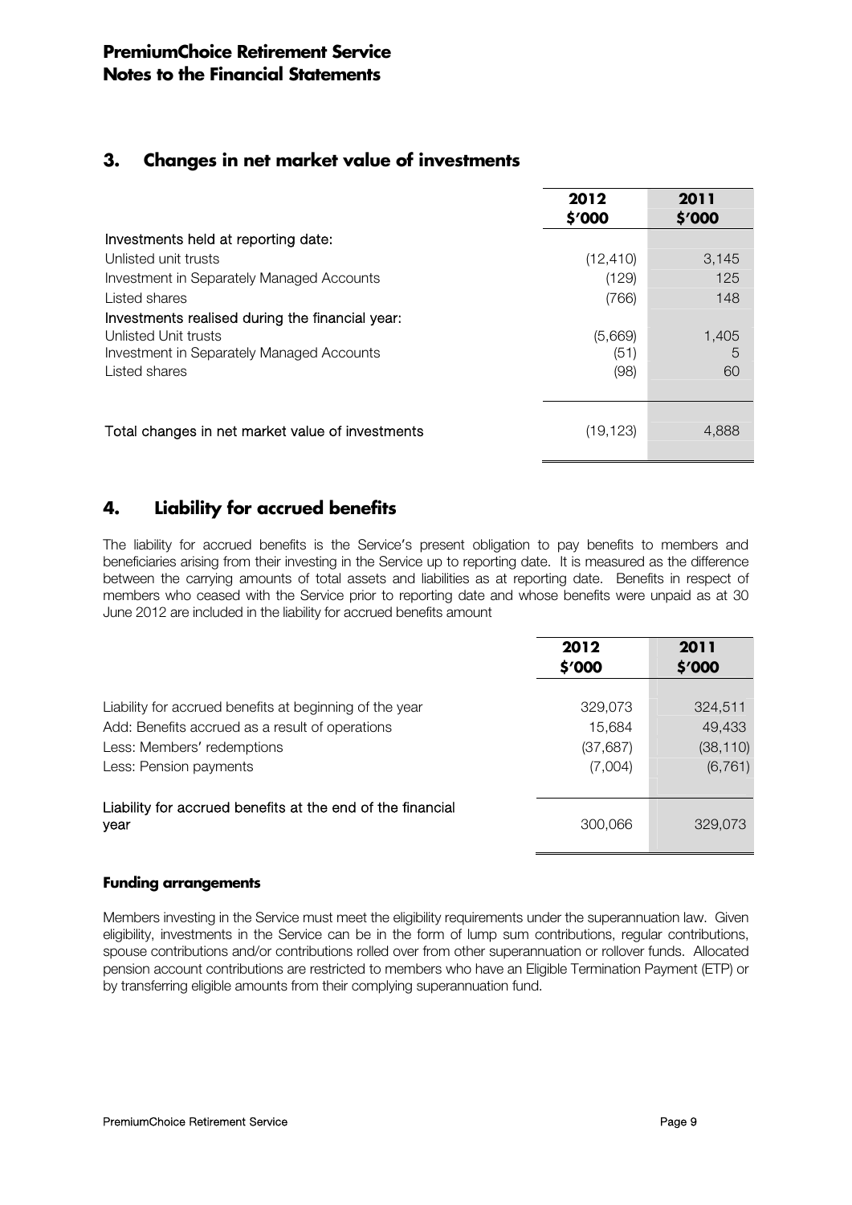# PremiumChoice Retirement Service
# Notes to the Financial Statements

## 3. Changes in net market value of investments

| | 2012 $'000 | 2011 $'000 |
|---|---|---|
| Investments held at reporting date: | | |
| Unlisted unit trusts | (12,410) | 3,145 |
| Investment in Separately Managed Accounts | (129) | 125 |
| Listed shares | (766) | 148 |
| Investments realised during the financial year: | | |
| Unlisted Unit trusts | (5,669) | 1,405 |
| Investment in Separately Managed Accounts | (51) | 5 |
| Listed shares | (98) | 60 |
| Total changes in net market value of investments | (19,123) | 4,888 |

## 4. Liability for accrued benefits

The liability for accrued benefits is the Service's present obligation to pay benefits to members and beneficiaries arising from their investing in the Service up to reporting date. It is measured as the difference between the carrying amounts of total assets and liabilities as at reporting date. Benefits in respect of members who ceased with the Service prior to reporting date and whose benefits were unpaid as at 30 June 2012 are included in the liability for accrued benefits amount

| | 2012 $'000 | 2011 $'000 |
|---|---|---|
| Liability for accrued benefits at beginning of the year | 329,073 | 324,511 |
| Add: Benefits accrued as a result of operations | 15,684 | 49,433 |
| Less: Members' redemptions | (37,687) | (38,110) |
| Less: Pension payments | (7,004) | (6,761) |
| Liability for accrued benefits at the end of the financial year | 300,066 | 329,073 |

### Funding arrangements

Members investing in the Service must meet the eligibility requirements under the superannuation law. Given eligibility, investments in the Service can be in the form of lump sum contributions, regular contributions, spouse contributions and/or contributions rolled over from other superannuation or rollover funds. Allocated pension account contributions are restricted to members who have an Eligible Termination Payment (ETP) or by transferring eligible amounts from their complying superannuation fund.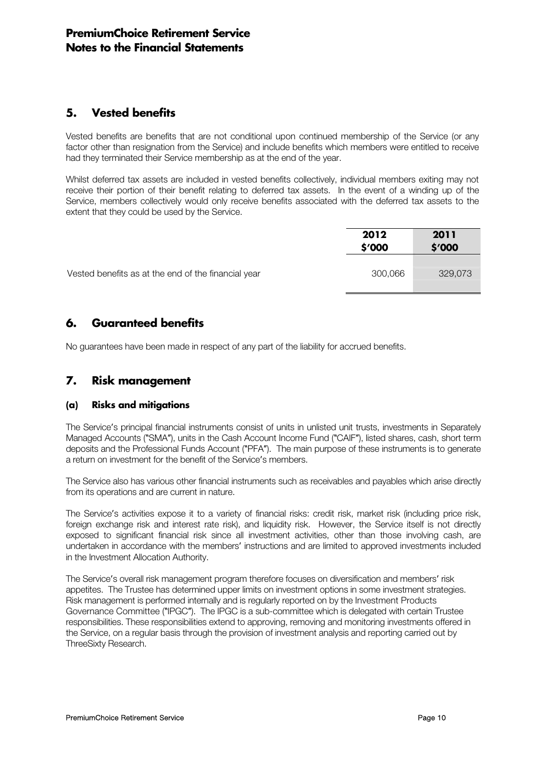## 5. Vested benefits

Vested benefits are benefits that are not conditional upon continued membership of the Service (or any factor other than resignation from the Service) and include benefits which members were entitled to receive had they terminated their Service membership as at the end of the year.

Whilst deferred tax assets are included in vested benefits collectively, individual members exiting may not receive their portion of their benefit relating to deferred tax assets. In the event of a winding up of the Service, members collectively would only receive benefits associated with the deferred tax assets to the extent that they could be used by the Service.

| | 2012<br>$'000 | 2011<br>$'000 |
|---|---|---|
| Vested benefits as at the end of the financial year | 300,066 | 329,073 |

## 6. Guaranteed benefits

No guarantees have been made in respect of any part of the liability for accrued benefits.

## 7. Risk management

### (a) Risks and mitigations

The Service's principal financial instruments consist of units in unlisted unit trusts, investments in Separately Managed Accounts ("SMA"), units in the Cash Account Income Fund ("CAIF"), listed shares, cash, short term deposits and the Professional Funds Account ("PFA"). The main purpose of these instruments is to generate a return on investment for the benefit of the Service's members.

The Service also has various other financial instruments such as receivables and payables which arise directly from its operations and are current in nature.

The Service's activities expose it to a variety of financial risks: credit risk, market risk (including price risk, foreign exchange risk and interest rate risk), and liquidity risk. However, the Service itself is not directly exposed to significant financial risk since all investment activities, other than those involving cash, are undertaken in accordance with the members' instructions and are limited to approved investments included in the Investment Allocation Authority.

The Service's overall risk management program therefore focuses on diversification and members' risk appetites. The Trustee has determined upper limits on investment options in some investment strategies. Risk management is performed internally and is regularly reported on by the Investment Products Governance Committee ("IPGC"). The IPGC is a sub-committee which is delegated with certain Trustee responsibilities. These responsibilities extend to approving, removing and monitoring investments offered in the Service, on a regular basis through the provision of investment analysis and reporting carried out by ThreeSixty Research.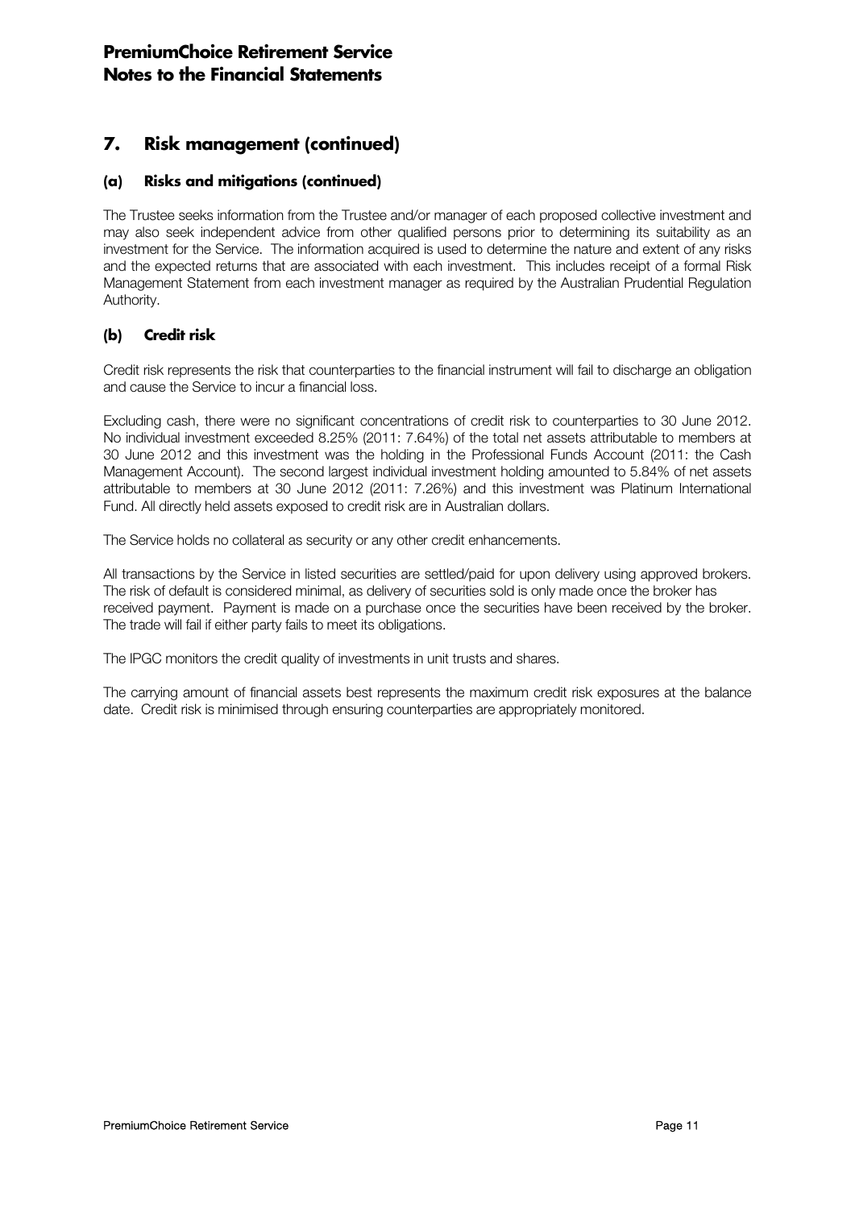## 7. Risk management (continued)

### (a) Risks and mitigations (continued)

The Trustee seeks information from the Trustee and/or manager of each proposed collective investment and may also seek independent advice from other qualified persons prior to determining its suitability as an investment for the Service. The information acquired is used to determine the nature and extent of any risks and the expected returns that are associated with each investment. This includes receipt of a formal Risk Management Statement from each investment manager as required by the Australian Prudential Regulation Authority.

### (b) Credit risk

Credit risk represents the risk that counterparties to the financial instrument will fail to discharge an obligation and cause the Service to incur a financial loss.

Excluding cash, there were no significant concentrations of credit risk to counterparties to 30 June 2012. No individual investment exceeded 8.25% (2011: 7.64%) of the total net assets attributable to members at 30 June 2012 and this investment was the holding in the Professional Funds Account (2011: the Cash Management Account). The second largest individual investment holding amounted to 5.84% of net assets attributable to members at 30 June 2012 (2011: 7.26%) and this investment was Platinum International Fund. All directly held assets exposed to credit risk are in Australian dollars.

The Service holds no collateral as security or any other credit enhancements.

All transactions by the Service in listed securities are settled/paid for upon delivery using approved brokers. The risk of default is considered minimal, as delivery of securities sold is only made once the broker has received payment. Payment is made on a purchase once the securities have been received by the broker. The trade will fail if either party fails to meet its obligations.

The IPGC monitors the credit quality of investments in unit trusts and shares.

The carrying amount of financial assets best represents the maximum credit risk exposures at the balance date. Credit risk is minimised through ensuring counterparties are appropriately monitored.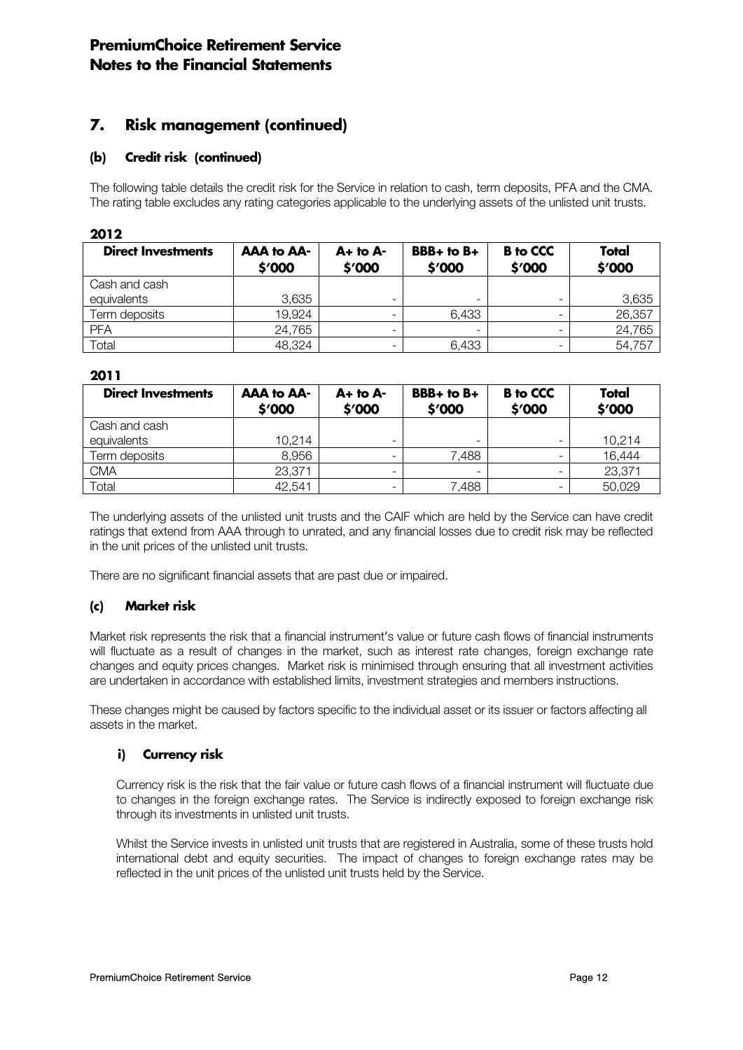## 7. Risk management (continued)

### (b) Credit risk (continued)

The following table details the credit risk for the Service in relation to cash, term deposits, PFA and the CMA. The rating table excludes any rating categories applicable to the underlying assets of the unlisted unit trusts.

**2012**

| Direct Investments | AAA to AA- $'000 | A+ to A- $'000 | BBB+ to B+ $'000 | B to CCC $'000 | Total $'000 |
|---|---|---|---|---|---|
| Cash and cash equivalents | 3,635 | - | - | - | 3,635 |
| Term deposits | 19,924 | - | 6,433 | - | 26,357 |
| PFA | 24,765 | - | - | - | 24,765 |
| Total | 48,324 | - | 6,433 | - | 54,757 |

**2011**

| Direct Investments | AAA to AA- $'000 | A+ to A- $'000 | BBB+ to B+ $'000 | B to CCC $'000 | Total $'000 |
|---|---|---|---|---|---|
| Cash and cash equivalents | 10,214 | - | - | - | 10,214 |
| Term deposits | 8,956 | - | 7,488 | - | 16,444 |
| CMA | 23,371 | - | - | - | 23,371 |
| Total | 42,541 | - | 7,488 | - | 50,029 |

The underlying assets of the unlisted unit trusts and the CAIF which are held by the Service can have credit ratings that extend from AAA through to unrated, and any financial losses due to credit risk may be reflected in the unit prices of the unlisted unit trusts.

There are no significant financial assets that are past due or impaired.

### (c) Market risk

Market risk represents the risk that a financial instrument's value or future cash flows of financial instruments will fluctuate as a result of changes in the market, such as interest rate changes, foreign exchange rate changes and equity prices changes. Market risk is minimised through ensuring that all investment activities are undertaken in accordance with established limits, investment strategies and members instructions.

These changes might be caused by factors specific to the individual asset or its issuer or factors affecting all assets in the market.

#### i) Currency risk

Currency risk is the risk that the fair value or future cash flows of a financial instrument will fluctuate due to changes in the foreign exchange rates. The Service is indirectly exposed to foreign exchange risk through its investments in unlisted unit trusts.

Whilst the Service invests in unlisted unit trusts that are registered in Australia, some of these trusts hold international debt and equity securities. The impact of changes to foreign exchange rates may be reflected in the unit prices of the unlisted unit trusts held by the Service.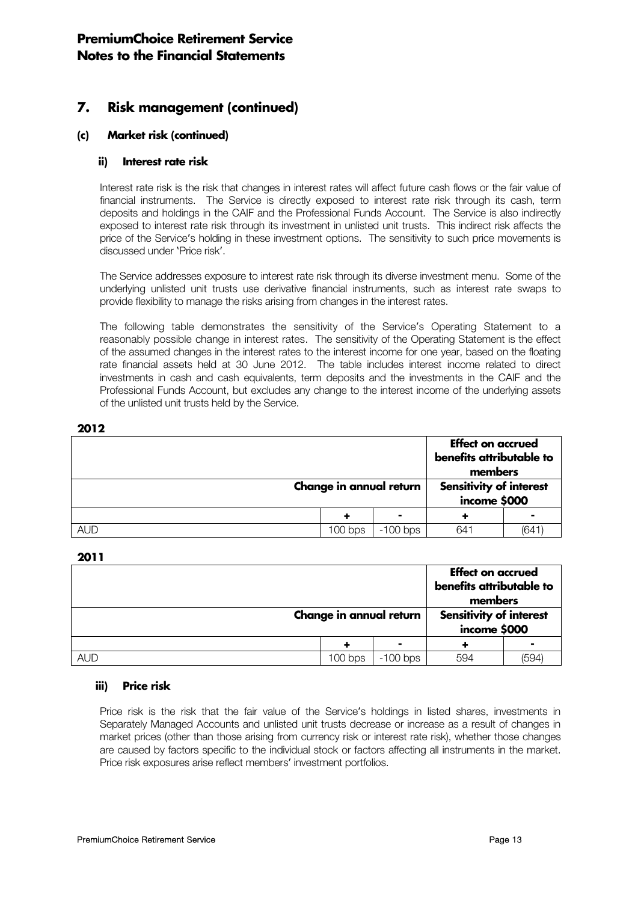## 7. Risk management (continued)

### (c) Market risk (continued)

#### ii) Interest rate risk

Interest rate risk is the risk that changes in interest rates will affect future cash flows or the fair value of financial instruments. The Service is directly exposed to interest rate risk through its cash, term deposits and holdings in the CAIF and the Professional Funds Account. The Service is also indirectly exposed to interest rate risk through its investment in unlisted unit trusts. This indirect risk affects the price of the Service's holding in these investment options. The sensitivity to such price movements is discussed under 'Price risk'.

The Service addresses exposure to interest rate risk through its diverse investment menu. Some of the underlying unlisted unit trusts use derivative financial instruments, such as interest rate swaps to provide flexibility to manage the risks arising from changes in the interest rates.

The following table demonstrates the sensitivity of the Service's Operating Statement to a reasonably possible change in interest rates. The sensitivity of the Operating Statement is the effect of the assumed changes in the interest rates to the interest income for one year, based on the floating rate financial assets held at 30 June 2012. The table includes interest income related to direct investments in cash and cash equivalents, term deposits and the investments in the CAIF and the Professional Funds Account, but excludes any change to the interest income of the underlying assets of the unlisted unit trusts held by the Service.

**2012**

| | | | **Effect on accrued benefits attributable to members** | |
|---|---|---|---|---|
| | **Change in annual return** | | **Sensitivity of interest income $000** | |
| | **+** | **-** | **+** | **-** |
| AUD | 100 bps | -100 bps | 641 | (641) |

**2011**

| | | | **Effect on accrued benefits attributable to members** | |
|---|---|---|---|---|
| | **Change in annual return** | | **Sensitivity of interest income $000** | |
| | **+** | **-** | **+** | **-** |
| AUD | 100 bps | -100 bps | 594 | (594) |

#### iii) Price risk

Price risk is the risk that the fair value of the Service's holdings in listed shares, investments in Separately Managed Accounts and unlisted unit trusts decrease or increase as a result of changes in market prices (other than those arising from currency risk or interest rate risk), whether those changes are caused by factors specific to the individual stock or factors affecting all instruments in the market. Price risk exposures arise reflect members' investment portfolios.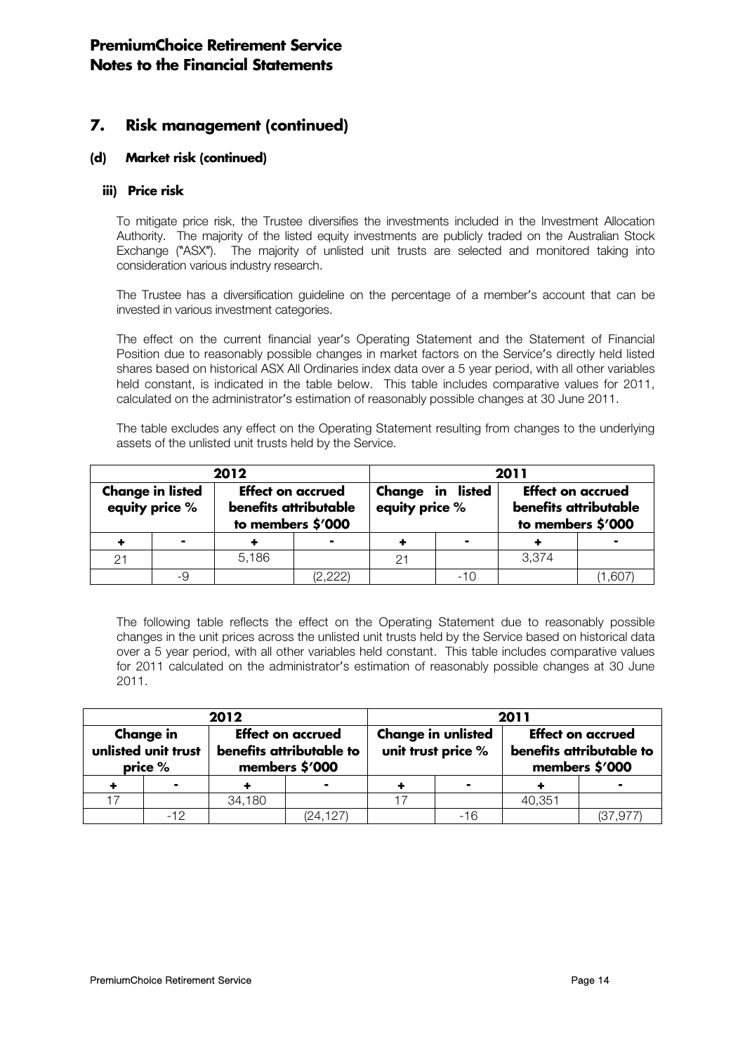# PremiumChoice Retirement Service
# Notes to the Financial Statements

## 7. Risk management (continued)

### (d) Market risk (continued)

#### iii) Price risk

To mitigate price risk, the Trustee diversifies the investments included in the Investment Allocation Authority. The majority of the listed equity investments are publicly traded on the Australian Stock Exchange ("ASX"). The majority of unlisted unit trusts are selected and monitored taking into consideration various industry research.

The Trustee has a diversification guideline on the percentage of a member's account that can be invested in various investment categories.

The effect on the current financial year's Operating Statement and the Statement of Financial Position due to reasonably possible changes in market factors on the Service's directly held listed shares based on historical ASX All Ordinaries index data over a 5 year period, with all other variables held constant, is indicated in the table below. This table includes comparative values for 2011, calculated on the administrator's estimation of reasonably possible changes at 30 June 2011.

The table excludes any effect on the Operating Statement resulting from changes to the underlying assets of the unlisted unit trusts held by the Service.

| 2012 | | | | 2011 | | | |
|---|---|---|---|---|---|---|---|
| Change in listed equity price % | | Effect on accrued benefits attributable to members $'000 | | Change in listed equity price % | | Effect on accrued benefits attributable to members $'000 | |
| + | - | + | - | + | - | + | - |
| 21 | | 5,186 | | 21 | | 3,374 | |
| | -9 | | (2,222) | | -10 | | (1,607) |

The following table reflects the effect on the Operating Statement due to reasonably possible changes in the unit prices across the unlisted unit trusts held by the Service based on historical data over a 5 year period, with all other variables held constant. This table includes comparative values for 2011 calculated on the administrator's estimation of reasonably possible changes at 30 June 2011.

| 2012 | | | | 2011 | | | |
|---|---|---|---|---|---|---|---|
| Change in unlisted unit trust price % | | Effect on accrued benefits attributable to members $'000 | | Change in unlisted unit trust price % | | Effect on accrued benefits attributable to members $'000 | |
| + | - | + | - | + | - | + | - |
| 17 | | 34,180 | | 17 | | 40,351 | |
| | -12 | | (24,127) | | -16 | | (37,977) |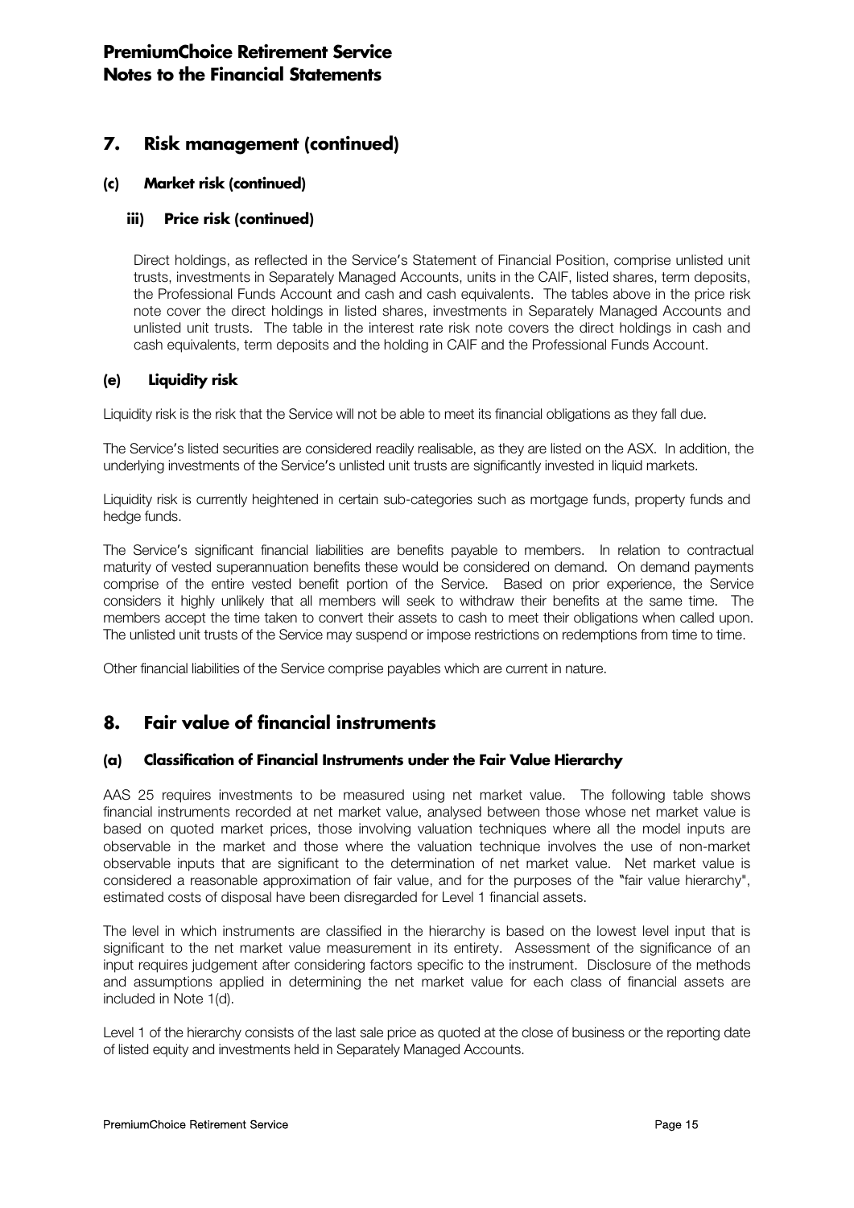## 7. Risk management (continued)

### (c) Market risk (continued)

#### iii) Price risk (continued)

Direct holdings, as reflected in the Service's Statement of Financial Position, comprise unlisted unit trusts, investments in Separately Managed Accounts, units in the CAIF, listed shares, term deposits, the Professional Funds Account and cash and cash equivalents. The tables above in the price risk note cover the direct holdings in listed shares, investments in Separately Managed Accounts and unlisted unit trusts. The table in the interest rate risk note covers the direct holdings in cash and cash equivalents, term deposits and the holding in CAIF and the Professional Funds Account.

### (e) Liquidity risk

Liquidity risk is the risk that the Service will not be able to meet its financial obligations as they fall due.

The Service's listed securities are considered readily realisable, as they are listed on the ASX. In addition, the underlying investments of the Service's unlisted unit trusts are significantly invested in liquid markets.

Liquidity risk is currently heightened in certain sub-categories such as mortgage funds, property funds and hedge funds.

The Service's significant financial liabilities are benefits payable to members. In relation to contractual maturity of vested superannuation benefits these would be considered on demand. On demand payments comprise of the entire vested benefit portion of the Service. Based on prior experience, the Service considers it highly unlikely that all members will seek to withdraw their benefits at the same time. The members accept the time taken to convert their assets to cash to meet their obligations when called upon. The unlisted unit trusts of the Service may suspend or impose restrictions on redemptions from time to time.

Other financial liabilities of the Service comprise payables which are current in nature.

## 8. Fair value of financial instruments

### (a) Classification of Financial Instruments under the Fair Value Hierarchy

AAS 25 requires investments to be measured using net market value. The following table shows financial instruments recorded at net market value, analysed between those whose net market value is based on quoted market prices, those involving valuation techniques where all the model inputs are observable in the market and those where the valuation technique involves the use of non-market observable inputs that are significant to the determination of net market value. Net market value is considered a reasonable approximation of fair value, and for the purposes of the "fair value hierarchy", estimated costs of disposal have been disregarded for Level 1 financial assets.

The level in which instruments are classified in the hierarchy is based on the lowest level input that is significant to the net market value measurement in its entirety. Assessment of the significance of an input requires judgement after considering factors specific to the instrument. Disclosure of the methods and assumptions applied in determining the net market value for each class of financial assets are included in Note 1(d).

Level 1 of the hierarchy consists of the last sale price as quoted at the close of business or the reporting date of listed equity and investments held in Separately Managed Accounts.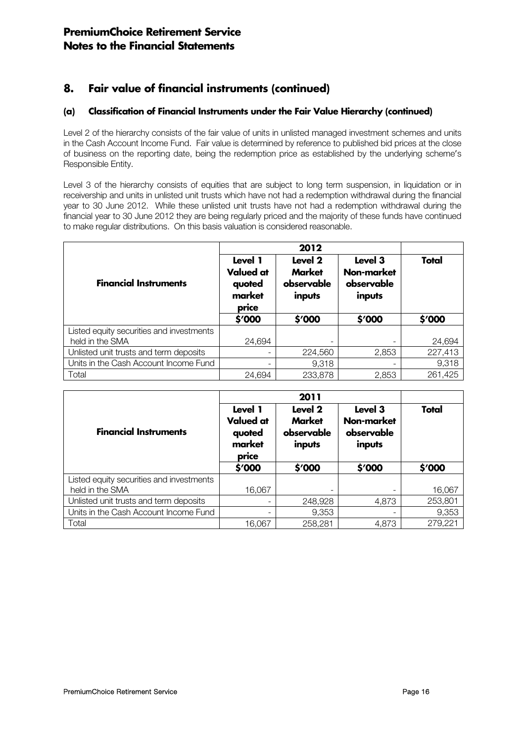## 8. Fair value of financial instruments (continued)

### (a) Classification of Financial Instruments under the Fair Value Hierarchy (continued)

Level 2 of the hierarchy consists of the fair value of units in unlisted managed investment schemes and units in the Cash Account Income Fund. Fair value is determined by reference to published bid prices at the close of business on the reporting date, being the redemption price as established by the underlying scheme's Responsible Entity.

Level 3 of the hierarchy consists of equities that are subject to long term suspension, in liquidation or in receivership and units in unlisted unit trusts which have not had a redemption withdrawal during the financial year to 30 June 2012. While these unlisted unit trusts have not had a redemption withdrawal during the financial year to 30 June 2012 they are being regularly priced and the majority of these funds have continued to make regular distributions. On this basis valuation is considered reasonable.

| Financial Instruments | 2012 | | | |
|---|---|---|---|---|
| | Level 1 Valued at quoted market price | Level 2 Market observable inputs | Level 3 Non-market observable inputs | Total |
| | $'000 | $'000 | $'000 | $'000 |
| Listed equity securities and investments held in the SMA | 24,694 | - | - | 24,694 |
| Unlisted unit trusts and term deposits | - | 224,560 | 2,853 | 227,413 |
| Units in the Cash Account Income Fund | - | 9,318 | - | 9,318 |
| Total | 24,694 | 233,878 | 2,853 | 261,425 |

| Financial Instruments | 2011 | | | |
|---|---|---|---|---|
| | Level 1 Valued at quoted market price | Level 2 Market observable inputs | Level 3 Non-market observable inputs | Total |
| | $'000 | $'000 | $'000 | $'000 |
| Listed equity securities and investments held in the SMA | 16,067 | - | - | 16,067 |
| Unlisted unit trusts and term deposits | - | 248,928 | 4,873 | 253,801 |
| Units in the Cash Account Income Fund | - | 9,353 | - | 9,353 |
| Total | 16,067 | 258,281 | 4,873 | 279,221 |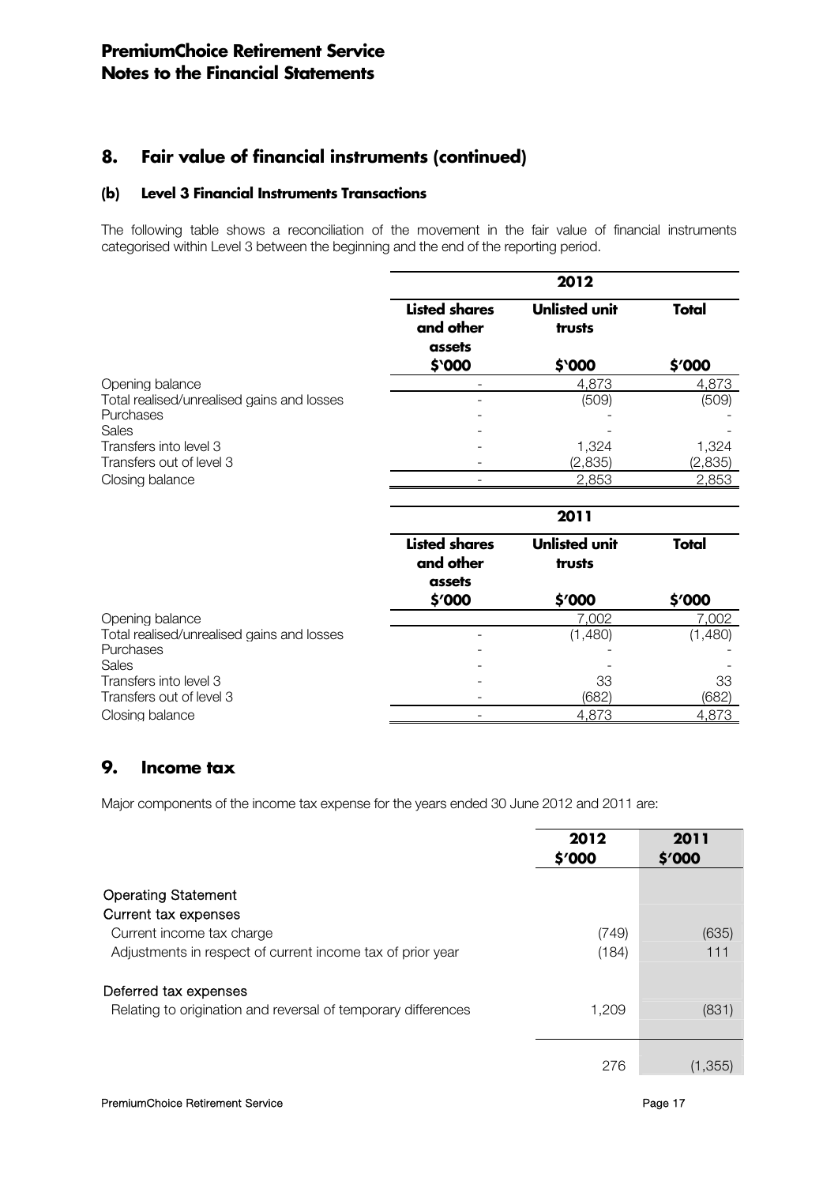# PremiumChoice Retirement Service
# Notes to the Financial Statements

## 8. Fair value of financial instruments (continued)

### (b) Level 3 Financial Instruments Transactions

The following table shows a reconciliation of the movement in the fair value of financial instruments categorised within Level 3 between the beginning and the end of the reporting period.

| | 2012 | | |
|---|---|---|---|
| | **Listed shares and other assets** | **Unlisted unit trusts** | **Total** |
| | **$'000** | **$'000** | **$'000** |
| Opening balance | - | 4,873 | 4,873 |
| Total realised/unrealised gains and losses | - | (509) | (509) |
| Purchases | - | - | - |
| Sales | - | - | - |
| Transfers into level 3 | - | 1,324 | 1,324 |
| Transfers out of level 3 | - | (2,835) | (2,835) |
| Closing balance | - | 2,853 | 2,853 |

| | 2011 | | |
|---|---|---|---|
| | **Listed shares and other assets** | **Unlisted unit trusts** | **Total** |
| | **$'000** | **$'000** | **$'000** |
| Opening balance | | 7,002 | 7,002 |
| Total realised/unrealised gains and losses | - | (1,480) | (1,480) |
| Purchases | - | - | - |
| Sales | - | - | - |
| Transfers into level 3 | - | 33 | 33 |
| Transfers out of level 3 | - | (682) | (682) |
| Closing balance | - | 4,873 | 4,873 |

## 9. Income tax

Major components of the income tax expense for the years ended 30 June 2012 and 2011 are:

| | **2012 $'000** | **2011 $'000** |
|---|---|---|
| Operating Statement | | |
| Current tax expenses | | |
| Current income tax charge | (749) | (635) |
| Adjustments in respect of current income tax of prior year | (184) | 111 |
| Deferred tax expenses | | |
| Relating to origination and reversal of temporary differences | 1,209 | (831) |
| | 276 | (1,355) |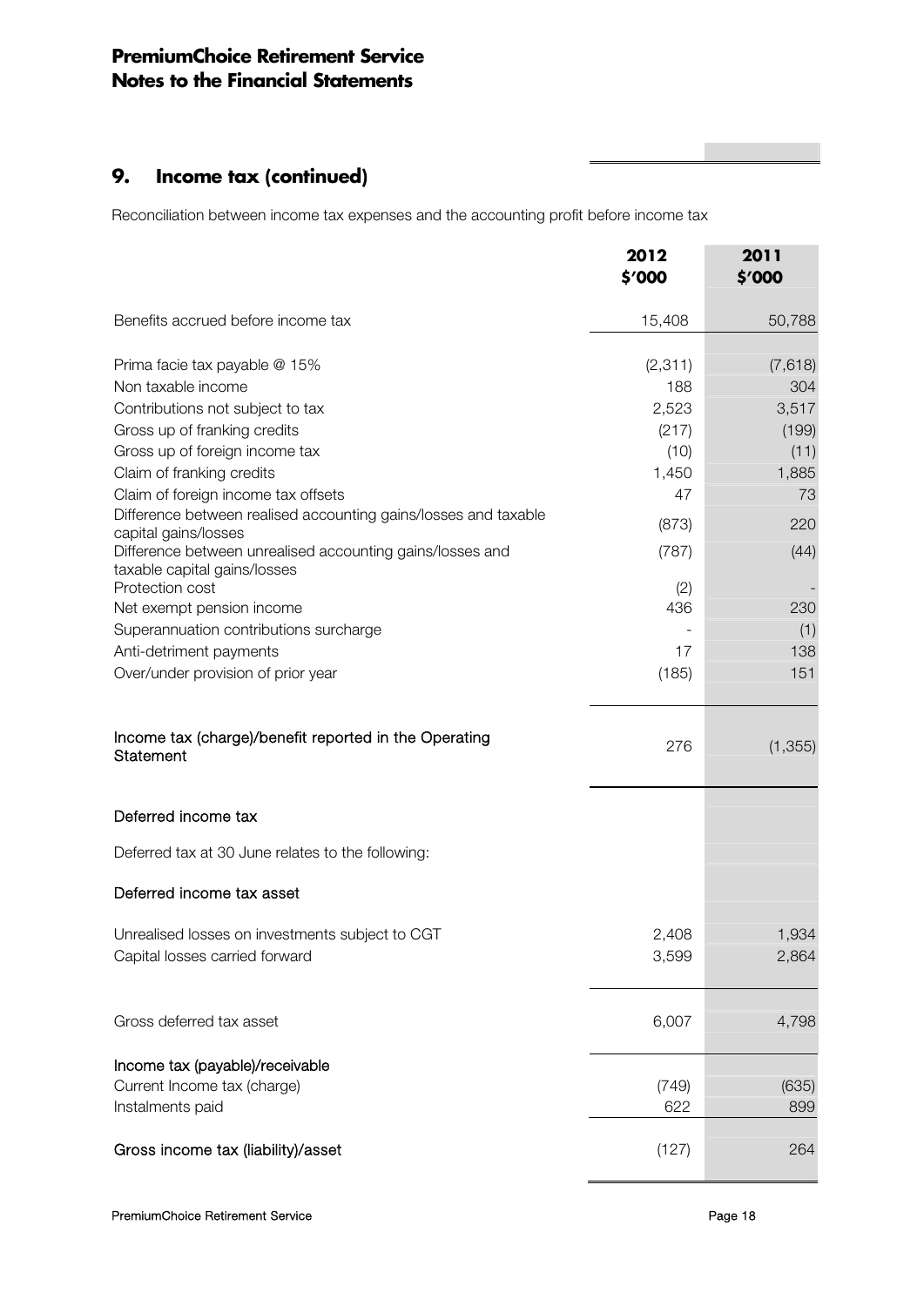## 9. Income tax (continued)

Reconciliation between income tax expenses and the accounting profit before income tax

| | 2012 $'000 | 2011 $'000 |
|---|---|---|
| Benefits accrued before income tax | 15,408 | 50,788 |
| | | |
| Prima facie tax payable @ 15% | (2,311) | (7,618) |
| Non taxable income | 188 | 304 |
| Contributions not subject to tax | 2,523 | 3,517 |
| Gross up of franking credits | (217) | (199) |
| Gross up of foreign income tax | (10) | (11) |
| Claim of franking credits | 1,450 | 1,885 |
| Claim of foreign income tax offsets | 47 | 73 |
| Difference between realised accounting gains/losses and taxable capital gains/losses | (873) | 220 |
| Difference between unrealised accounting gains/losses and taxable capital gains/losses | (787) | (44) |
| Protection cost | (2) | - |
| Net exempt pension income | 436 | 230 |
| Superannuation contributions surcharge | - | (1) |
| Anti-detriment payments | 17 | 138 |
| Over/under provision of prior year | (185) | 151 |
| | | |
| Income tax (charge)/benefit reported in the Operating Statement | 276 | (1,355) |
| | | |
| **Deferred income tax** | | |
| Deferred tax at 30 June relates to the following: | | |
| **Deferred income tax asset** | | |
| Unrealised losses on investments subject to CGT | 2,408 | 1,934 |
| Capital losses carried forward | 3,599 | 2,864 |
| | | |
| Gross deferred tax asset | 6,007 | 4,798 |
| | | |
| **Income tax (payable)/receivable** | | |
| Current Income tax (charge) | (749) | (635) |
| Instalments paid | 622 | 899 |
| | | |
| Gross income tax (liability)/asset | (127) | 264 |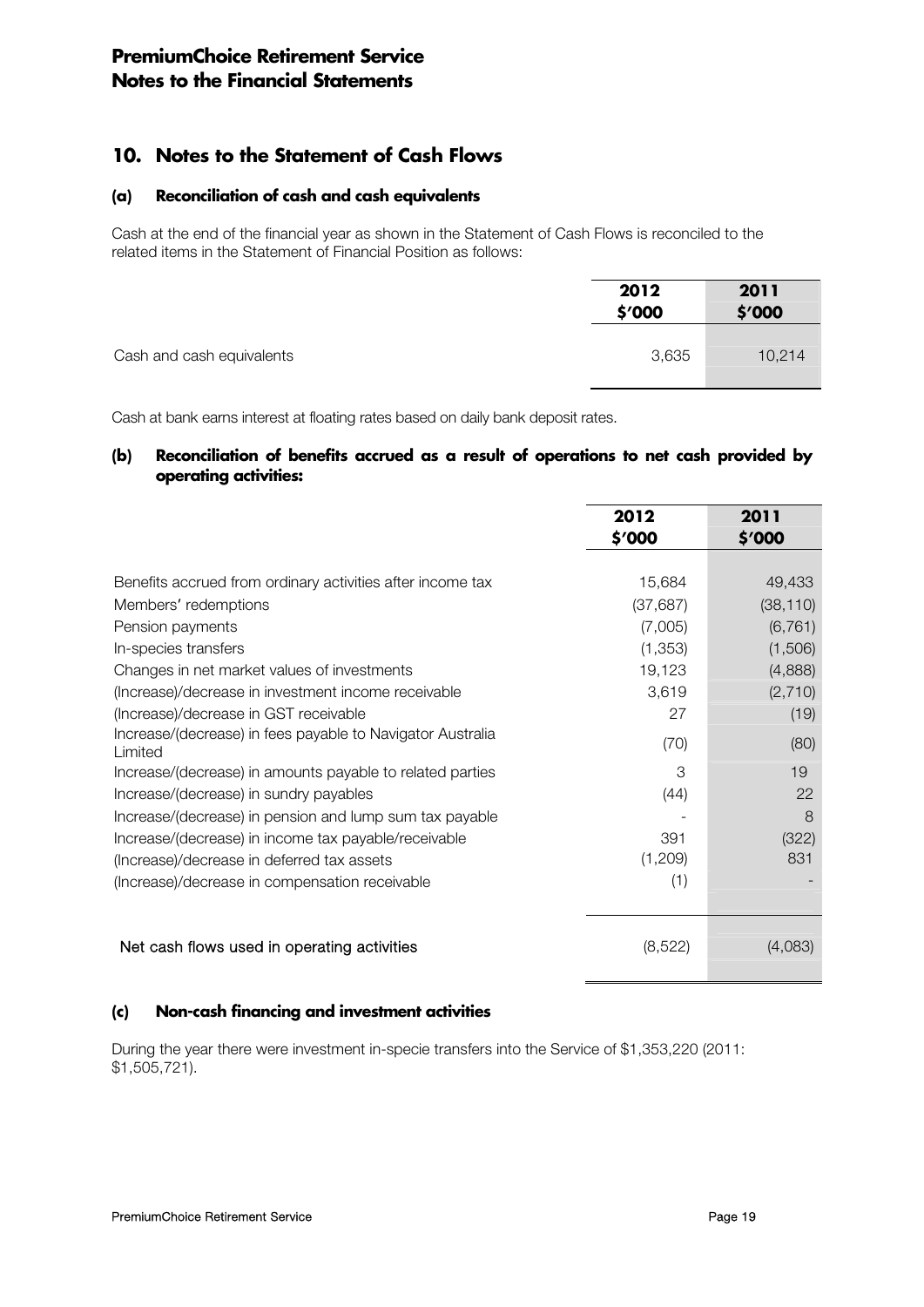# PremiumChoice Retirement Service
## Notes to the Financial Statements

## 10. Notes to the Statement of Cash Flows

### (a) Reconciliation of cash and cash equivalents

Cash at the end of the financial year as shown in the Statement of Cash Flows is reconciled to the related items in the Statement of Financial Position as follows:

| | 2012<br>$'000 | 2011<br>$'000 |
|---|---|---|
| Cash and cash equivalents | 3,635 | 10,214 |

Cash at bank earns interest at floating rates based on daily bank deposit rates.

### (b) Reconciliation of benefits accrued as a result of operations to net cash provided by operating activities:

| | 2012<br>$'000 | 2011<br>$'000 |
|---|---|---|
| Benefits accrued from ordinary activities after income tax | 15,684 | 49,433 |
| Members' redemptions | (37,687) | (38,110) |
| Pension payments | (7,005) | (6,761) |
| In-species transfers | (1,353) | (1,506) |
| Changes in net market values of investments | 19,123 | (4,888) |
| (Increase)/decrease in investment income receivable | 3,619 | (2,710) |
| (Increase)/decrease in GST receivable | 27 | (19) |
| Increase/(decrease) in fees payable to Navigator Australia Limited | (70) | (80) |
| Increase/(decrease) in amounts payable to related parties | 3 | 19 |
| Increase/(decrease) in sundry payables | (44) | 22 |
| Increase/(decrease) in pension and lump sum tax payable | - | 8 |
| Increase/(decrease) in income tax payable/receivable | 391 | (322) |
| (Increase)/decrease in deferred tax assets | (1,209) | 831 |
| (Increase)/decrease in compensation receivable | (1) | - |
| Net cash flows used in operating activities | (8,522) | (4,083) |

### (c) Non-cash financing and investment activities

During the year there were investment in-specie transfers into the Service of $1,353,220 (2011: $1,505,721).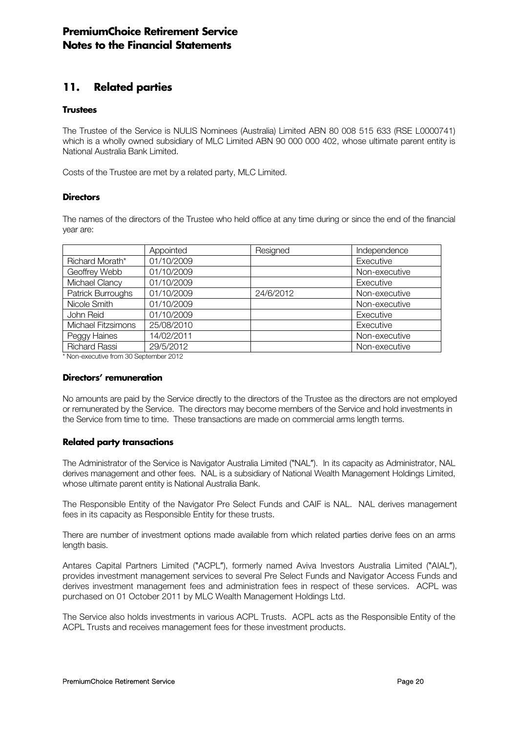## 11. Related parties

### Trustees

The Trustee of the Service is NULIS Nominees (Australia) Limited ABN 80 008 515 633 (RSE L0000741) which is a wholly owned subsidiary of MLC Limited ABN 90 000 000 402, whose ultimate parent entity is National Australia Bank Limited.

Costs of the Trustee are met by a related party, MLC Limited.

### Directors

The names of the directors of the Trustee who held office at any time during or since the end of the financial year are:

| | Appointed | Resigned | Independence |
|---|---|---|---|
| Richard Morath* | 01/10/2009 | | Executive |
| Geoffrey Webb | 01/10/2009 | | Non-executive |
| Michael Clancy | 01/10/2009 | | Executive |
| Patrick Burroughs | 01/10/2009 | 24/6/2012 | Non-executive |
| Nicole Smith | 01/10/2009 | | Non-executive |
| John Reid | 01/10/2009 | | Executive |
| Michael Fitzsimons | 25/08/2010 | | Executive |
| Peggy Haines | 14/02/2011 | | Non-executive |
| Richard Rassi | 29/5/2012 | | Non-executive |

* Non-executive from 30 September 2012

### Directors' remuneration

No amounts are paid by the Service directly to the directors of the Trustee as the directors are not employed or remunerated by the Service. The directors may become members of the Service and hold investments in the Service from time to time. These transactions are made on commercial arms length terms.

### Related party transactions

The Administrator of the Service is Navigator Australia Limited ("NAL"). In its capacity as Administrator, NAL derives management and other fees. NAL is a subsidiary of National Wealth Management Holdings Limited, whose ultimate parent entity is National Australia Bank.

The Responsible Entity of the Navigator Pre Select Funds and CAIF is NAL. NAL derives management fees in its capacity as Responsible Entity for these trusts.

There are number of investment options made available from which related parties derive fees on an arms length basis.

Antares Capital Partners Limited ("ACPL"), formerly named Aviva Investors Australia Limited ("AIAL"), provides investment management services to several Pre Select Funds and Navigator Access Funds and derives investment management fees and administration fees in respect of these services. ACPL was purchased on 01 October 2011 by MLC Wealth Management Holdings Ltd.

The Service also holds investments in various ACPL Trusts. ACPL acts as the Responsible Entity of the ACPL Trusts and receives management fees for these investment products.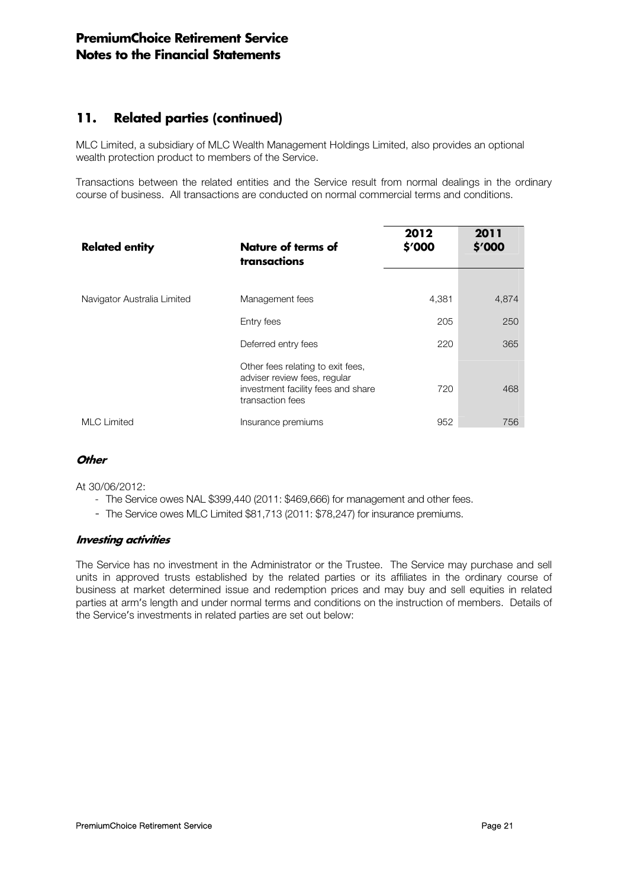## 11. Related parties (continued)

MLC Limited, a subsidiary of MLC Wealth Management Holdings Limited, also provides an optional wealth protection product to members of the Service.

Transactions between the related entities and the Service result from normal dealings in the ordinary course of business. All transactions are conducted on normal commercial terms and conditions.

| Related entity | Nature of terms of transactions | 2012 $'000 | 2011 $'000 |
|---|---|---|---|
| Navigator Australia Limited | Management fees | 4,381 | 4,874 |
| | Entry fees | 205 | 250 |
| | Deferred entry fees | 220 | 365 |
| | Other fees relating to exit fees, adviser review fees, regular investment facility fees and share transaction fees | 720 | 468 |
| MLC Limited | Insurance premiums | 952 | 756 |

***Other***

At 30/06/2012:

- The Service owes NAL $399,440 (2011: $469,666) for management and other fees.
- The Service owes MLC Limited $81,713 (2011: $78,247) for insurance premiums.

***Investing activities***

The Service has no investment in the Administrator or the Trustee. The Service may purchase and sell units in approved trusts established by the related parties or its affiliates in the ordinary course of business at market determined issue and redemption prices and may buy and sell equities in related parties at arm's length and under normal terms and conditions on the instruction of members. Details of the Service's investments in related parties are set out below: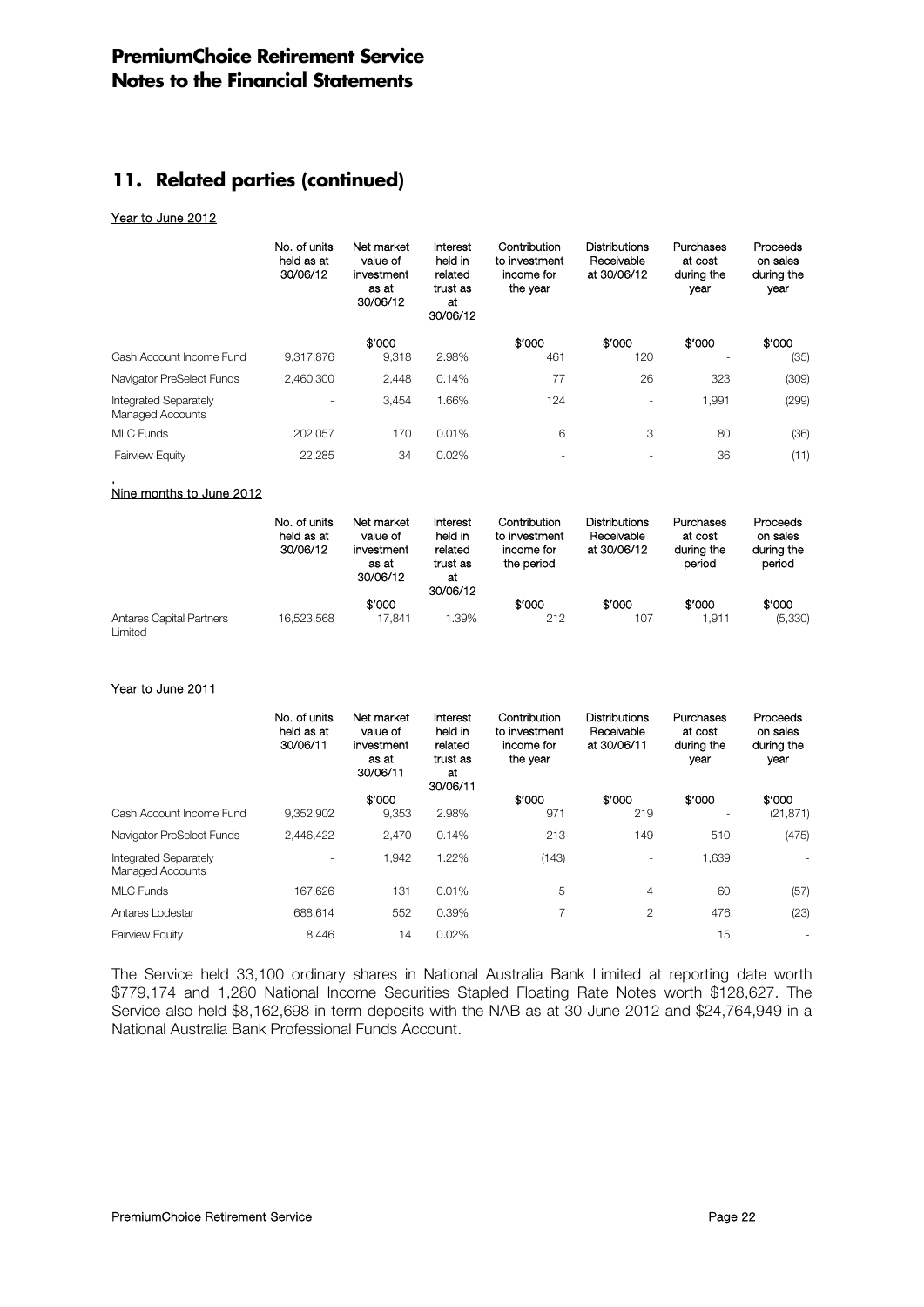## 11. Related parties (continued)

Year to June 2012

| | No. of units held as at 30/06/12 | Net market value of investment as at 30/06/12 | Interest held in related trust as at 30/06/12 | Contribution to investment income for the year | Distributions Receivable at 30/06/12 | Purchases at cost during the year | Proceeds on sales during the year |
|---|---|---|---|---|---|---|---|
| | | $'000 | | $'000 | $'000 | $'000 | $'000 |
| Cash Account Income Fund | 9,317,876 | 9,318 | 2.98% | 461 | 120 | - | (35) |
| Navigator PreSelect Funds | 2,460,300 | 2,448 | 0.14% | 77 | 26 | 323 | (309) |
| Integrated Separately Managed Accounts | - | 3,454 | 1.66% | 124 | - | 1,991 | (299) |
| MLC Funds | 202,057 | 170 | 0.01% | 6 | 3 | 80 | (36) |
| Fairview Equity | 22,285 | 34 | 0.02% | - | - | 36 | (11) |

Nine months to June 2012

| | No. of units held as at 30/06/12 | Net market value of investment as at 30/06/12 | Interest held in related trust as at 30/06/12 | Contribution to investment income for the period | Distributions Receivable at 30/06/12 | Purchases at cost during the period | Proceeds on sales during the period |
|---|---|---|---|---|---|---|---|
| | | $'000 | | $'000 | $'000 | $'000 | $'000 |
| Antares Capital Partners Limited | 16,523,568 | 17,841 | 1.39% | 212 | 107 | 1,911 | (5,330) |

Year to June 2011

| | No. of units held as at 30/06/11 | Net market value of investment as at 30/06/11 | Interest held in related trust as at 30/06/11 | Contribution to investment income for the year | Distributions Receivable at 30/06/11 | Purchases at cost during the year | Proceeds on sales during the year |
|---|---|---|---|---|---|---|---|
| | | $'000 | | $'000 | $'000 | $'000 | $'000 |
| Cash Account Income Fund | 9,352,902 | 9,353 | 2.98% | 971 | 219 | - | (21,871) |
| Navigator PreSelect Funds | 2,446,422 | 2,470 | 0.14% | 213 | 149 | 510 | (475) |
| Integrated Separately Managed Accounts | - | 1,942 | 1.22% | (143) | - | 1,639 | - |
| MLC Funds | 167,626 | 131 | 0.01% | 5 | 4 | 60 | (57) |
| Antares Lodestar | 688,614 | 552 | 0.39% | 7 | 2 | 476 | (23) |
| Fairview Equity | 8,446 | 14 | 0.02% | | | 15 | - |

The Service held 33,100 ordinary shares in National Australia Bank Limited at reporting date worth $779,174 and 1,280 National Income Securities Stapled Floating Rate Notes worth $128,627. The Service also held $8,162,698 in term deposits with the NAB as at 30 June 2012 and $24,764,949 in a National Australia Bank Professional Funds Account.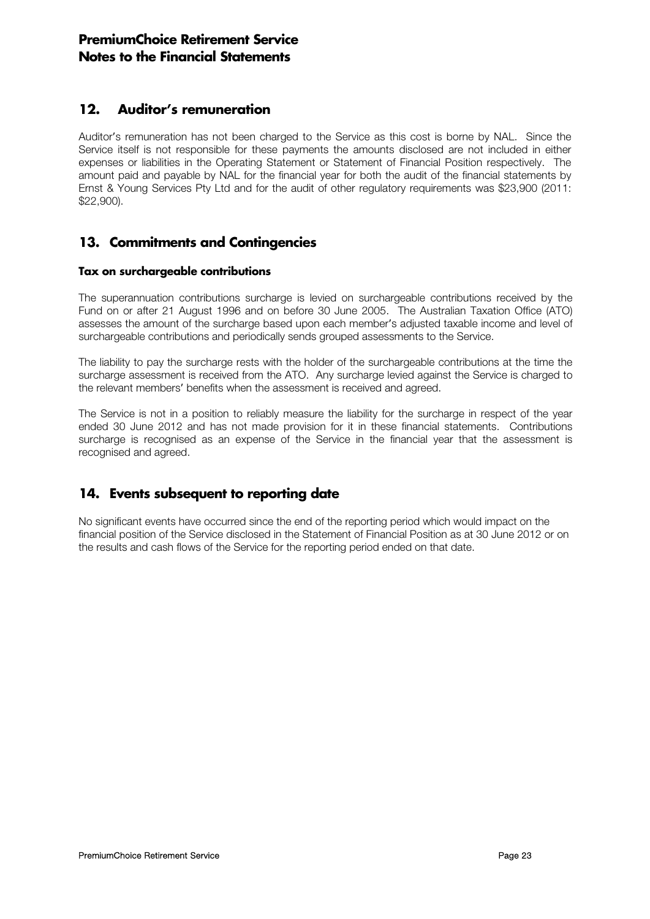## 12. Auditor's remuneration

Auditor's remuneration has not been charged to the Service as this cost is borne by NAL. Since the Service itself is not responsible for these payments the amounts disclosed are not included in either expenses or liabilities in the Operating Statement or Statement of Financial Position respectively. The amount paid and payable by NAL for the financial year for both the audit of the financial statements by Ernst & Young Services Pty Ltd and for the audit of other regulatory requirements was $23,900 (2011: $22,900).

## 13. Commitments and Contingencies

### Tax on surchargeable contributions

The superannuation contributions surcharge is levied on surchargeable contributions received by the Fund on or after 21 August 1996 and on before 30 June 2005. The Australian Taxation Office (ATO) assesses the amount of the surcharge based upon each member's adjusted taxable income and level of surchargeable contributions and periodically sends grouped assessments to the Service.

The liability to pay the surcharge rests with the holder of the surchargeable contributions at the time the surcharge assessment is received from the ATO. Any surcharge levied against the Service is charged to the relevant members' benefits when the assessment is received and agreed.

The Service is not in a position to reliably measure the liability for the surcharge in respect of the year ended 30 June 2012 and has not made provision for it in these financial statements. Contributions surcharge is recognised as an expense of the Service in the financial year that the assessment is recognised and agreed.

## 14. Events subsequent to reporting date

No significant events have occurred since the end of the reporting period which would impact on the financial position of the Service disclosed in the Statement of Financial Position as at 30 June 2012 or on the results and cash flows of the Service for the reporting period ended on that date.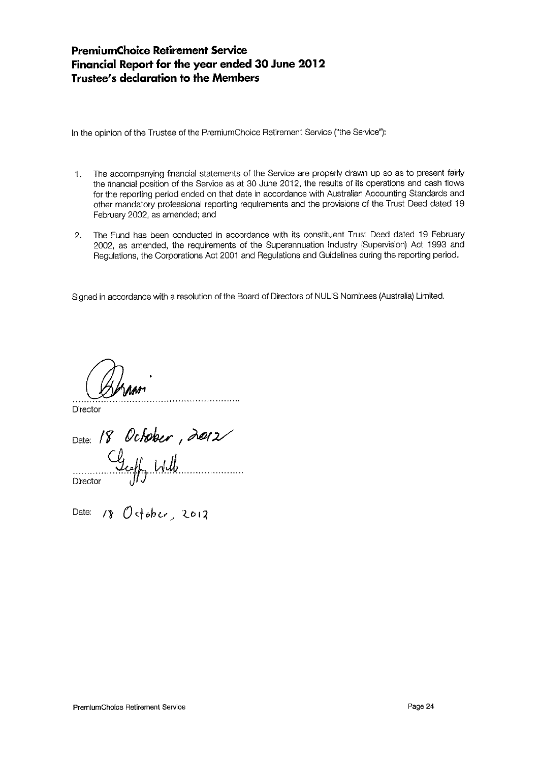# PremiumChoice Retirement Service
# Financial Report for the year ended 30 June 2012
# Trustee's declaration to the Members

In the opinion of the Trustee of the PremiumChoice Retirement Service ("the Service"):

1. The accompanying financial statements of the Service are properly drawn up so as to present fairly the financial position of the Service as at 30 June 2012, the results of its operations and cash flows for the reporting period ended on that date in accordance with Australian Accounting Standards and other mandatory professional reporting requirements and the provisions of the Trust Deed dated 19 February 2002, as amended; and

2. The Fund has been conducted in accordance with its constituent Trust Deed dated 19 February 2002, as amended, the requirements of the Superannuation Industry (Supervision) Act 1993 and Regulations, the Corporations Act 2001 and Regulations and Guidelines during the reporting period.

Signed in accordance with a resolution of the Board of Directors of NULIS Nominees (Australia) Limited.

..............................................................
Director

Date: 18 October, 2012

..............................................................
Director

Date: 18 October, 2012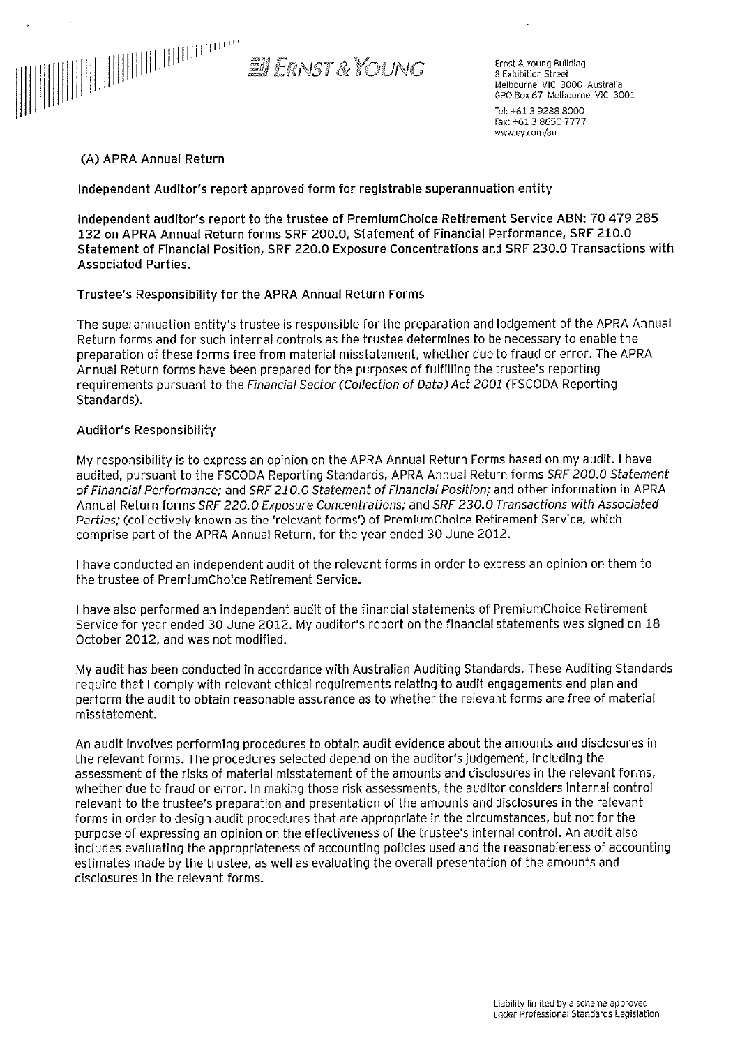Ernst & Young Building
8 Exhibition Street
Melbourne VIC 3000 Australia
GPO Box 67 Melbourne VIC 3001

Tel: +61 3 9288 8000
Fax: +61 3 8650 7777
www.ey.com/au

(A) APRA Annual Return

**Independent Auditor's report approved form for registrable superannuation entity**

**Independent auditor's report to the trustee of PremiumChoice Retirement Service ABN: 70 479 285 132 on APRA Annual Return forms SRF 200.0, Statement of Financial Performance, SRF 210.0 Statement of Financial Position, SRF 220.0 Exposure Concentrations and SRF 230.0 Transactions with Associated Parties.**

## Trustee's Responsibility for the APRA Annual Return Forms

The superannuation entity's trustee is responsible for the preparation and lodgement of the APRA Annual Return forms and for such internal controls as the trustee determines to be necessary to enable the preparation of these forms free from material misstatement, whether due to fraud or error. The APRA Annual Return forms have been prepared for the purposes of fulfilling the trustee's reporting requirements pursuant to the *Financial Sector (Collection of Data) Act 2001* (FSCODA Reporting Standards).

## Auditor's Responsibility

My responsibility is to express an opinion on the APRA Annual Return Forms based on my audit. I have audited, pursuant to the FSCODA Reporting Standards, APRA Annual Return forms *SRF 200.0 Statement of Financial Performance;* and *SRF 210.0 Statement of Financial Position;* and other information in APRA Annual Return forms *SRF 220.0 Exposure Concentrations;* and *SRF 230.0 Transactions with Associated Parties;* (collectively known as the 'relevant forms') of PremiumChoice Retirement Service, which comprise part of the APRA Annual Return, for the year ended 30 June 2012.

I have conducted an independent audit of the relevant forms in order to express an opinion on them to the trustee of PremiumChoice Retirement Service.

I have also performed an independent audit of the financial statements of PremiumChoice Retirement Service for year ended 30 June 2012. My auditor's report on the financial statements was signed on 18 October 2012, and was not modified.

My audit has been conducted in accordance with Australian Auditing Standards. These Auditing Standards require that I comply with relevant ethical requirements relating to audit engagements and plan and perform the audit to obtain reasonable assurance as to whether the relevant forms are free of material misstatement.

An audit involves performing procedures to obtain audit evidence about the amounts and disclosures in the relevant forms. The procedures selected depend on the auditor's judgement, including the assessment of the risks of material misstatement of the amounts and disclosures in the relevant forms, whether due to fraud or error. In making those risk assessments, the auditor considers internal control relevant to the trustee's preparation and presentation of the amounts and disclosures in the relevant forms in order to design audit procedures that are appropriate in the circumstances, but not for the purpose of expressing an opinion on the effectiveness of the trustee's internal control. An audit also includes evaluating the appropriateness of accounting policies used and the reasonableness of accounting estimates made by the trustee, as well as evaluating the overall presentation of the amounts and disclosures in the relevant forms.

Liability limited by a scheme approved under Professional Standards Legislation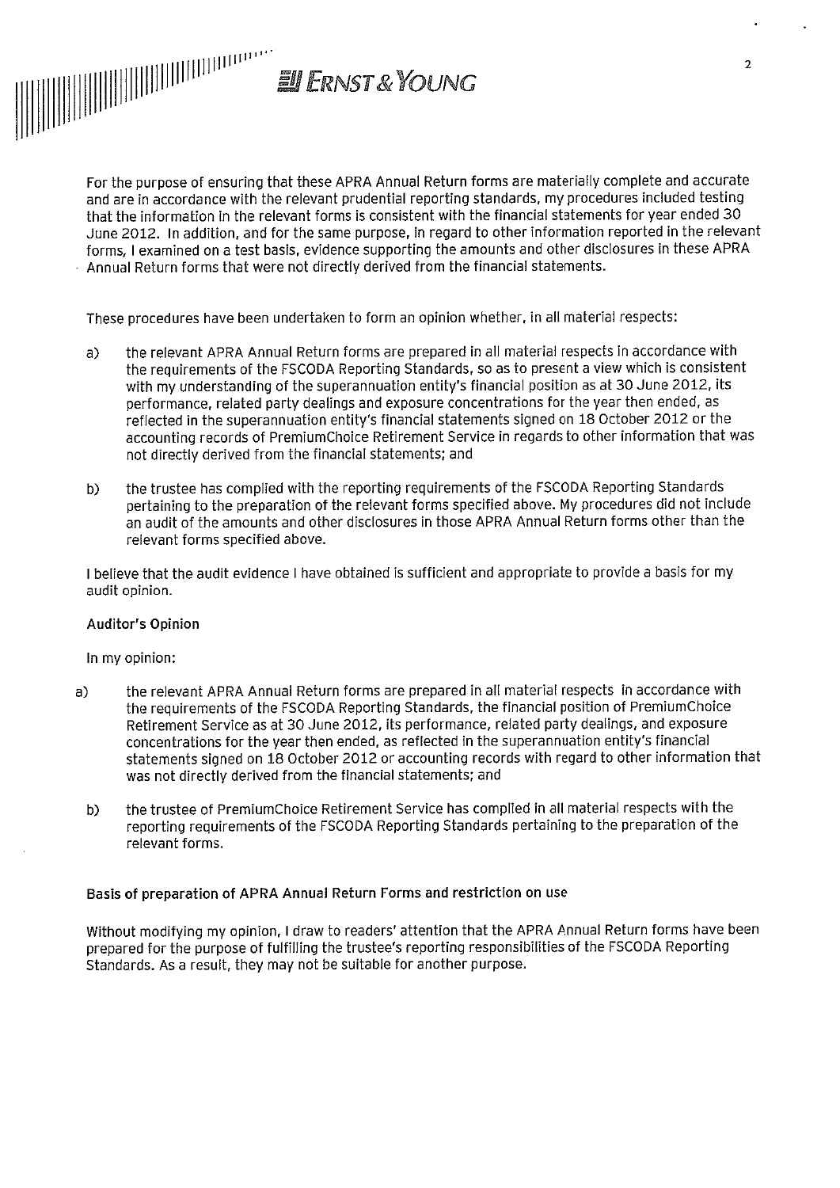For the purpose of ensuring that these APRA Annual Return forms are materially complete and accurate and are in accordance with the relevant prudential reporting standards, my procedures included testing that the information in the relevant forms is consistent with the financial statements for year ended 30 June 2012. In addition, and for the same purpose, in regard to other information reported in the relevant forms, I examined on a test basis, evidence supporting the amounts and other disclosures in these APRA Annual Return forms that were not directly derived from the financial statements.

These procedures have been undertaken to form an opinion whether, in all material respects:

a) the relevant APRA Annual Return forms are prepared in all material respects in accordance with the requirements of the FSCODA Reporting Standards, so as to present a view which is consistent with my understanding of the superannuation entity's financial position as at 30 June 2012, its performance, related party dealings and exposure concentrations for the year then ended, as reflected in the superannuation entity's financial statements signed on 18 October 2012 or the accounting records of PremiumChoice Retirement Service in regards to other information that was not directly derived from the financial statements; and

b) the trustee has complied with the reporting requirements of the FSCODA Reporting Standards pertaining to the preparation of the relevant forms specified above. My procedures did not include an audit of the amounts and other disclosures in those APRA Annual Return forms other than the relevant forms specified above.

I believe that the audit evidence I have obtained is sufficient and appropriate to provide a basis for my audit opinion.

**Auditor's Opinion**

In my opinion:

a) the relevant APRA Annual Return forms are prepared in all material respects in accordance with the requirements of the FSCODA Reporting Standards, the financial position of PremiumChoice Retirement Service as at 30 June 2012, its performance, related party dealings, and exposure concentrations for the year then ended, as reflected in the superannuation entity's financial statements signed on 18 October 2012 or accounting records with regard to other information that was not directly derived from the financial statements; and

b) the trustee of PremiumChoice Retirement Service has complied in all material respects with the reporting requirements of the FSCODA Reporting Standards pertaining to the preparation of the relevant forms.

**Basis of preparation of APRA Annual Return Forms and restriction on use**

Without modifying my opinion, I draw to readers' attention that the APRA Annual Return forms have been prepared for the purpose of fulfilling the trustee's reporting responsibilities of the FSCODA Reporting Standards. As a result, they may not be suitable for another purpose.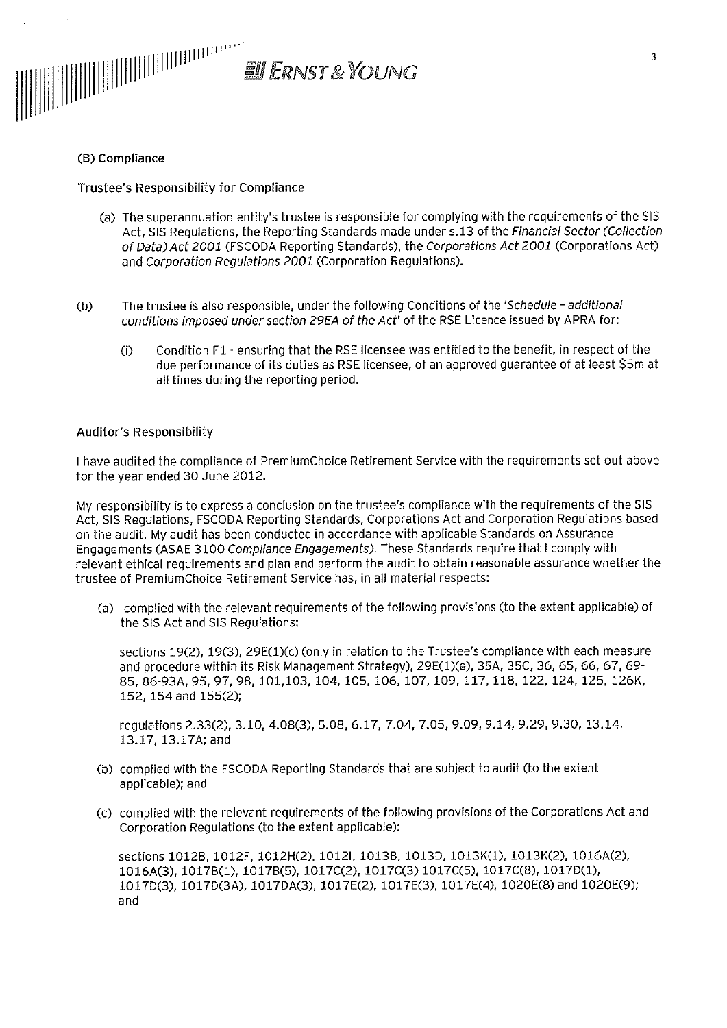### (B) Compliance

#### Trustee's Responsibility for Compliance

(a) The superannuation entity's trustee is responsible for complying with the requirements of the SIS Act, SIS Regulations, the Reporting Standards made under s.13 of the *Financial Sector (Collection of Data) Act 2001* (FSCODA Reporting Standards), the *Corporations Act 2001* (Corporations Act) and *Corporation Regulations 2001* (Corporation Regulations).

(b) The trustee is also responsible, under the following Conditions of the *'Schedule - additional conditions imposed under section 29EA of the Act'* of the RSE Licence issued by APRA for:

(i) Condition F1 - ensuring that the RSE licensee was entitled to the benefit, in respect of the due performance of its duties as RSE licensee, of an approved guarantee of at least $5m at all times during the reporting period.

#### Auditor's Responsibility

I have audited the compliance of PremiumChoice Retirement Service with the requirements set out above for the year ended 30 June 2012.

My responsibility is to express a conclusion on the trustee's compliance with the requirements of the SIS Act, SIS Regulations, FSCODA Reporting Standards, Corporations Act and Corporation Regulations based on the audit. My audit has been conducted in accordance with applicable Standards on Assurance Engagements (ASAE 3100 *Compliance Engagements*). These Standards require that I comply with relevant ethical requirements and plan and perform the audit to obtain reasonable assurance whether the trustee of PremiumChoice Retirement Service has, in all material respects:

(a) complied with the relevant requirements of the following provisions (to the extent applicable) of the SIS Act and SIS Regulations:

sections 19(2), 19(3), 29E(1)(c) (only in relation to the Trustee's compliance with each measure and procedure within its Risk Management Strategy), 29E(1)(e), 35A, 35C, 36, 65, 66, 67, 69-85, 86-93A, 95, 97, 98, 101,103, 104, 105, 106, 107, 109, 117, 118, 122, 124, 125, 126K, 152, 154 and 155(2);

regulations 2.33(2), 3.10, 4.08(3), 5.08, 6.17, 7.04, 7.05, 9.09, 9.14, 9.29, 9.30, 13.14, 13.17, 13.17A; and

(b) complied with the FSCODA Reporting Standards that are subject to audit (to the extent applicable); and

(c) complied with the relevant requirements of the following provisions of the Corporations Act and Corporation Regulations (to the extent applicable):

sections 1012B, 1012F, 1012H(2), 1012I, 1013B, 1013D, 1013K(1), 1013K(2), 1016A(2), 1016A(3), 1017B(1), 1017B(5), 1017C(2), 1017C(3) 1017C(5), 1017C(8), 1017D(1), 1017D(3), 1017D(3A), 1017DA(3), 1017E(2), 1017E(3), 1017E(4), 1020E(8) and 1020E(9); and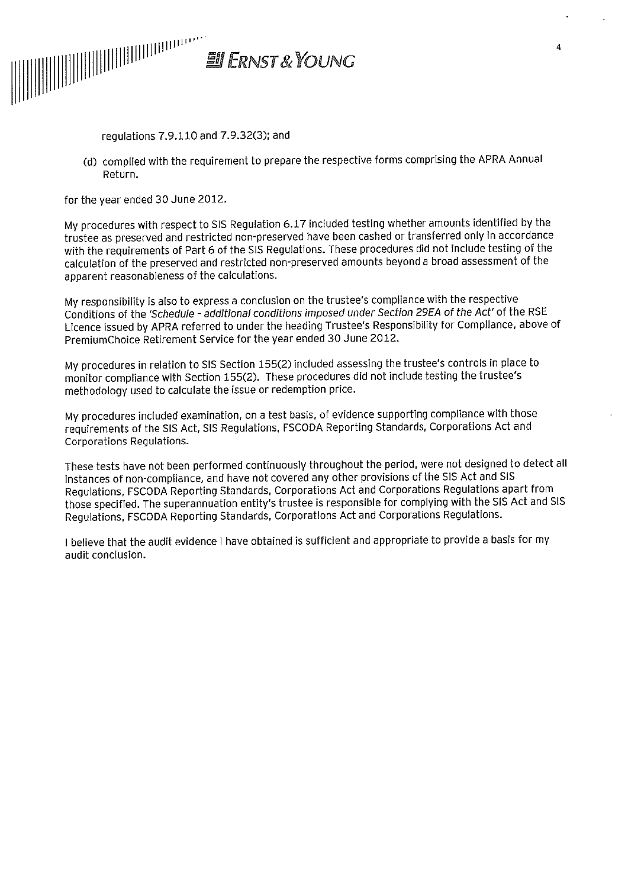regulations 7.9.110 and 7.9.32(3); and

(d) complied with the requirement to prepare the respective forms comprising the APRA Annual Return.

for the year ended 30 June 2012.

My procedures with respect to SIS Regulation 6.17 included testing whether amounts identified by the trustee as preserved and restricted non-preserved have been cashed or transferred only in accordance with the requirements of Part 6 of the SIS Regulations. These procedures did not include testing of the calculation of the preserved and restricted non-preserved amounts beyond a broad assessment of the apparent reasonableness of the calculations.

My responsibility is also to express a conclusion on the trustee's compliance with the respective Conditions of the *'Schedule - additional conditions imposed under Section 29EA of the Act'* of the RSE Licence issued by APRA referred to under the heading Trustee's Responsibility for Compliance, above of PremiumChoice Retirement Service for the year ended 30 June 2012.

My procedures in relation to SIS Section 155(2) included assessing the trustee's controls in place to monitor compliance with Section 155(2). These procedures did not include testing the trustee's methodology used to calculate the issue or redemption price.

My procedures included examination, on a test basis, of evidence supporting compliance with those requirements of the SIS Act, SIS Regulations, FSCODA Reporting Standards, Corporations Act and Corporations Regulations.

These tests have not been performed continuously throughout the period, were not designed to detect all instances of non-compliance, and have not covered any other provisions of the SIS Act and SIS Regulations, FSCODA Reporting Standards, Corporations Act and Corporations Regulations apart from those specified. The superannuation entity's trustee is responsible for complying with the SIS Act and SIS Regulations, FSCODA Reporting Standards, Corporations Act and Corporations Regulations.

I believe that the audit evidence I have obtained is sufficient and appropriate to provide a basis for my audit conclusion.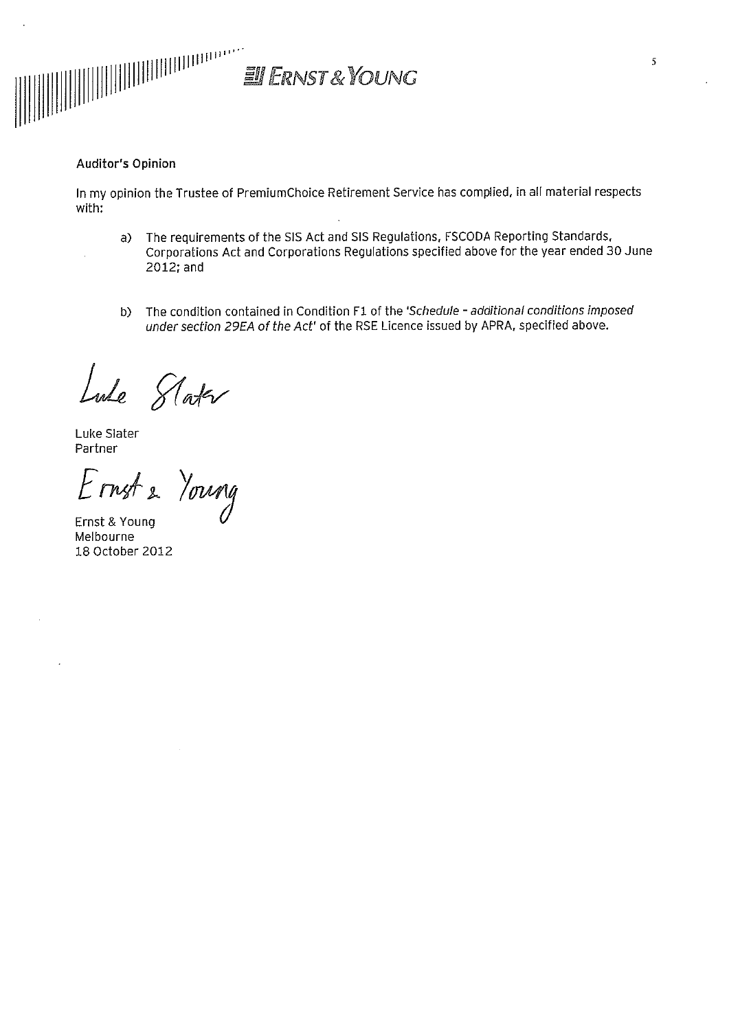**Auditor's Opinion**

In my opinion the Trustee of PremiumChoice Retirement Service has complied, in all material respects with:

a) The requirements of the SIS Act and SIS Regulations, FSCODA Reporting Standards, Corporations Act and Corporations Regulations specified above for the year ended 30 June 2012; and

b) The condition contained in Condition F1 of the '*Schedule - additional conditions imposed under section 29EA of the Act*' of the RSE Licence issued by APRA, specified above.

Luke Slater

Luke Slater
Partner

Ernst & Young

Ernst & Young
Melbourne
18 October 2012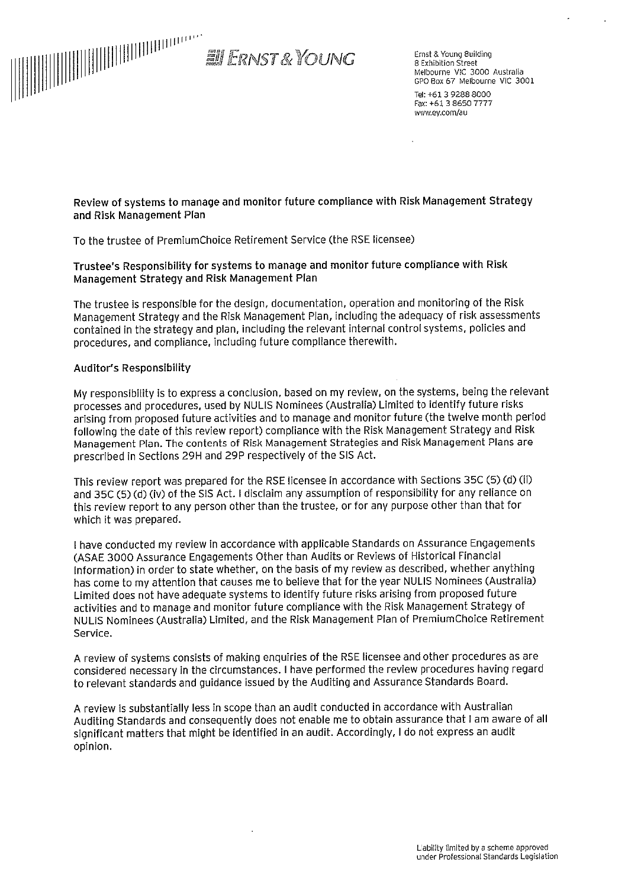**ERNST & YOUNG**

Ernst & Young Building
8 Exhibition Street
Melbourne VIC 3000 Australia
GPO Box 67 Melbourne VIC 3001

Tel: +61 3 9288 8000
Fax: +61 3 8650 7777
www.ey.com/au

**Review of systems to manage and monitor future compliance with Risk Management Strategy and Risk Management Plan**

To the trustee of PremiumChoice Retirement Service (the RSE licensee)

**Trustee's Responsibility for systems to manage and monitor future compliance with Risk Management Strategy and Risk Management Plan**

The trustee is responsible for the design, documentation, operation and monitoring of the Risk Management Strategy and the Risk Management Plan, including the adequacy of risk assessments contained in the strategy and plan, including the relevant internal control systems, policies and procedures, and compliance, including future compliance therewith.

**Auditor's Responsibility**

My responsibility is to express a conclusion, based on my review, on the systems, being the relevant processes and procedures, used by NULIS Nominees (Australia) Limited to identify future risks arising from proposed future activities and to manage and monitor future (the twelve month period following the date of this review report) compliance with the Risk Management Strategy and Risk Management Plan. The contents of Risk Management Strategies and Risk Management Plans are prescribed in Sections 29H and 29P respectively of the SIS Act.

This review report was prepared for the RSE licensee in accordance with Sections 35C (5) (d) (ii) and 35C (5) (d) (iv) of the SIS Act. I disclaim any assumption of responsibility for any reliance on this review report to any person other than the trustee, or for any purpose other than that for which it was prepared.

I have conducted my review in accordance with applicable Standards on Assurance Engagements (ASAE 3000 Assurance Engagements Other than Audits or Reviews of Historical Financial Information) in order to state whether, on the basis of my review as described, whether anything has come to my attention that causes me to believe that for the year NULIS Nominees (Australia) Limited does not have adequate systems to identify future risks arising from proposed future activities and to manage and monitor future compliance with the Risk Management Strategy of NULIS Nominees (Australia) Limited, and the Risk Management Plan of PremiumChoice Retirement Service.

A review of systems consists of making enquiries of the RSE licensee and other procedures as are considered necessary in the circumstances. I have performed the review procedures having regard to relevant standards and guidance issued by the Auditing and Assurance Standards Board.

A review is substantially less in scope than an audit conducted in accordance with Australian Auditing Standards and consequently does not enable me to obtain assurance that I am aware of all significant matters that might be identified in an audit. Accordingly, I do not express an audit opinion.

Liability limited by a scheme approved under Professional Standards Legislation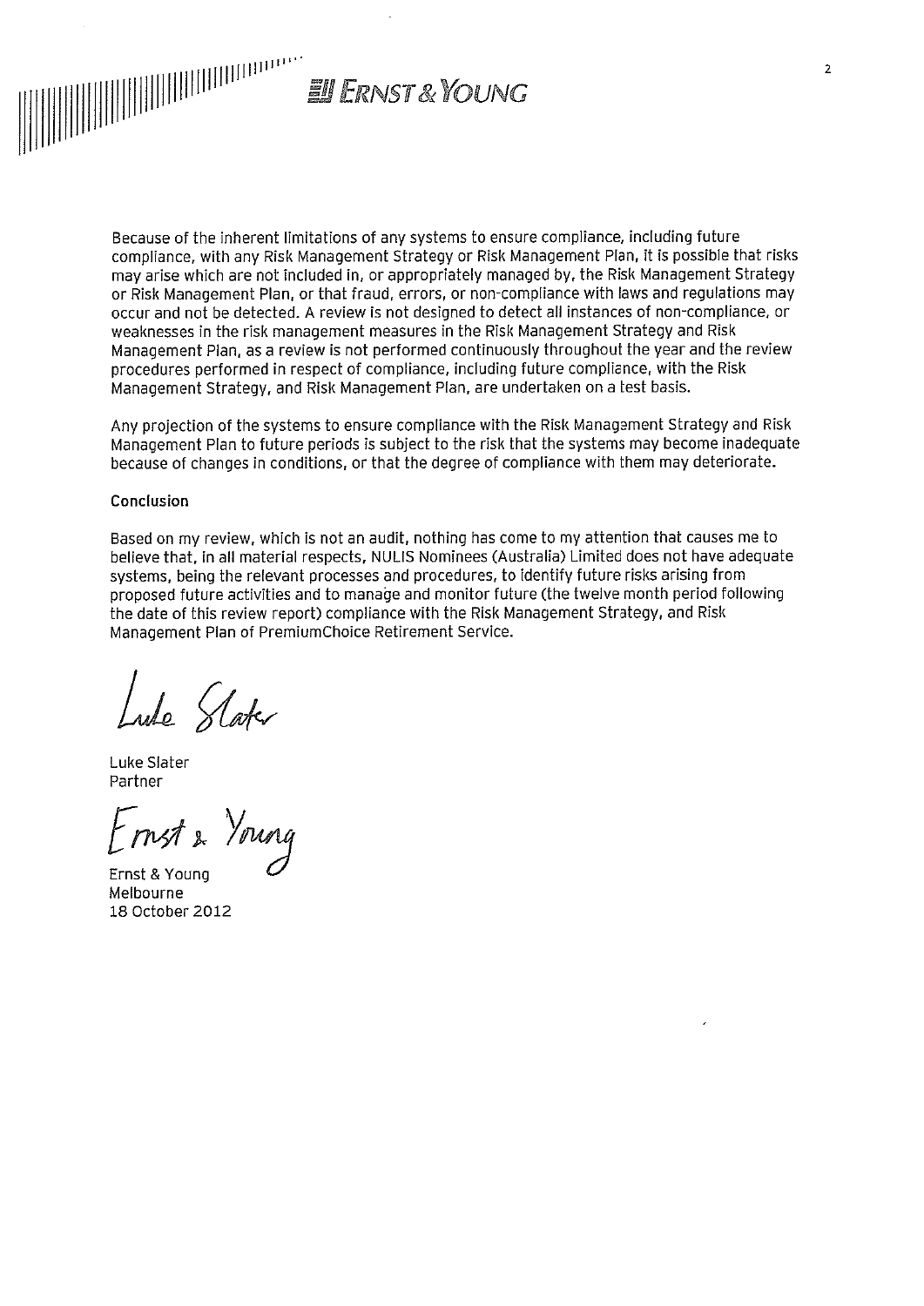Because of the inherent limitations of any systems to ensure compliance, including future compliance, with any Risk Management Strategy or Risk Management Plan, it is possible that risks may arise which are not included in, or appropriately managed by, the Risk Management Strategy or Risk Management Plan, or that fraud, errors, or non-compliance with laws and regulations may occur and not be detected. A review is not designed to detect all instances of non-compliance, or weaknesses in the risk management measures in the Risk Management Strategy and Risk Management Plan, as a review is not performed continuously throughout the year and the review procedures performed in respect of compliance, including future compliance, with the Risk Management Strategy, and Risk Management Plan, are undertaken on a test basis.

Any projection of the systems to ensure compliance with the Risk Management Strategy and Risk Management Plan to future periods is subject to the risk that the systems may become inadequate because of changes in conditions, or that the degree of compliance with them may deteriorate.

**Conclusion**

Based on my review, which is not an audit, nothing has come to my attention that causes me to believe that, in all material respects, NULIS Nominees (Australia) Limited does not have adequate systems, being the relevant processes and procedures, to identify future risks arising from proposed future activities and to manage and monitor future (the twelve month period following the date of this review report) compliance with the Risk Management Strategy, and Risk Management Plan of PremiumChoice Retirement Service.

Luke Slater
Partner

Ernst & Young
Melbourne
18 October 2012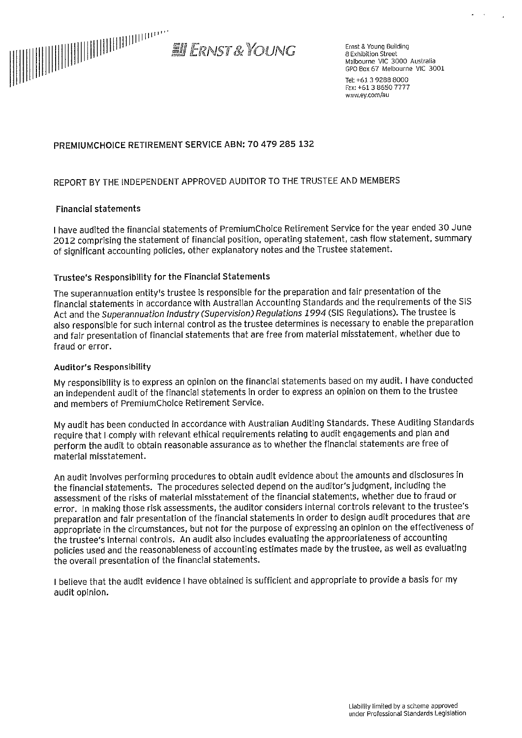ERNST & YOUNG

Ernst & Young Building
8 Exhibition Street
Melbourne VIC 3000 Australia
GPO Box 67 Melbourne VIC 3001

Tel: +61 3 9288 8000
Fax: +61 3 8650 7777
www.ey.com/au

## PREMIUMCHOICE RETIREMENT SERVICE ABN: 70 479 285 132

## REPORT BY THE INDEPENDENT APPROVED AUDITOR TO THE TRUSTEE AND MEMBERS

### Financial statements

I have audited the financial statements of PremiumChoice Retirement Service for the year ended 30 June 2012 comprising the statement of financial position, operating statement, cash flow statement, summary of significant accounting policies, other explanatory notes and the Trustee statement.

### Trustee's Responsibility for the Financial Statements

The superannuation entity's trustee is responsible for the preparation and fair presentation of the financial statements in accordance with Australian Accounting Standards and the requirements of the SIS Act and the *Superannuation Industry (Supervision) Regulations 1994* (SIS Regulations). The trustee is also responsible for such internal control as the trustee determines is necessary to enable the preparation and fair presentation of financial statements that are free from material misstatement, whether due to fraud or error.

### Auditor's Responsibility

My responsibility is to express an opinion on the financial statements based on my audit. I have conducted an independent audit of the financial statements in order to express an opinion on them to the trustee and members of PremiumChoice Retirement Service.

My audit has been conducted in accordance with Australian Auditing Standards. These Auditing Standards require that I comply with relevant ethical requirements relating to audit engagements and plan and perform the audit to obtain reasonable assurance as to whether the financial statements are free of material misstatement.

An audit involves performing procedures to obtain audit evidence about the amounts and disclosures in the financial statements. The procedures selected depend on the auditor's judgment, including the assessment of the risks of material misstatement of the financial statements, whether due to fraud or error. In making those risk assessments, the auditor considers internal controls relevant to the trustee's preparation and fair presentation of the financial statements in order to design audit procedures that are appropriate in the circumstances, but not for the purpose of expressing an opinion on the effectiveness of the trustee's internal controls. An audit also includes evaluating the appropriateness of accounting policies used and the reasonableness of accounting estimates made by the trustee, as well as evaluating the overall presentation of the financial statements.

I believe that the audit evidence I have obtained is sufficient and appropriate to provide a basis for my audit opinion.

Liability limited by a scheme approved under Professional Standards Legislation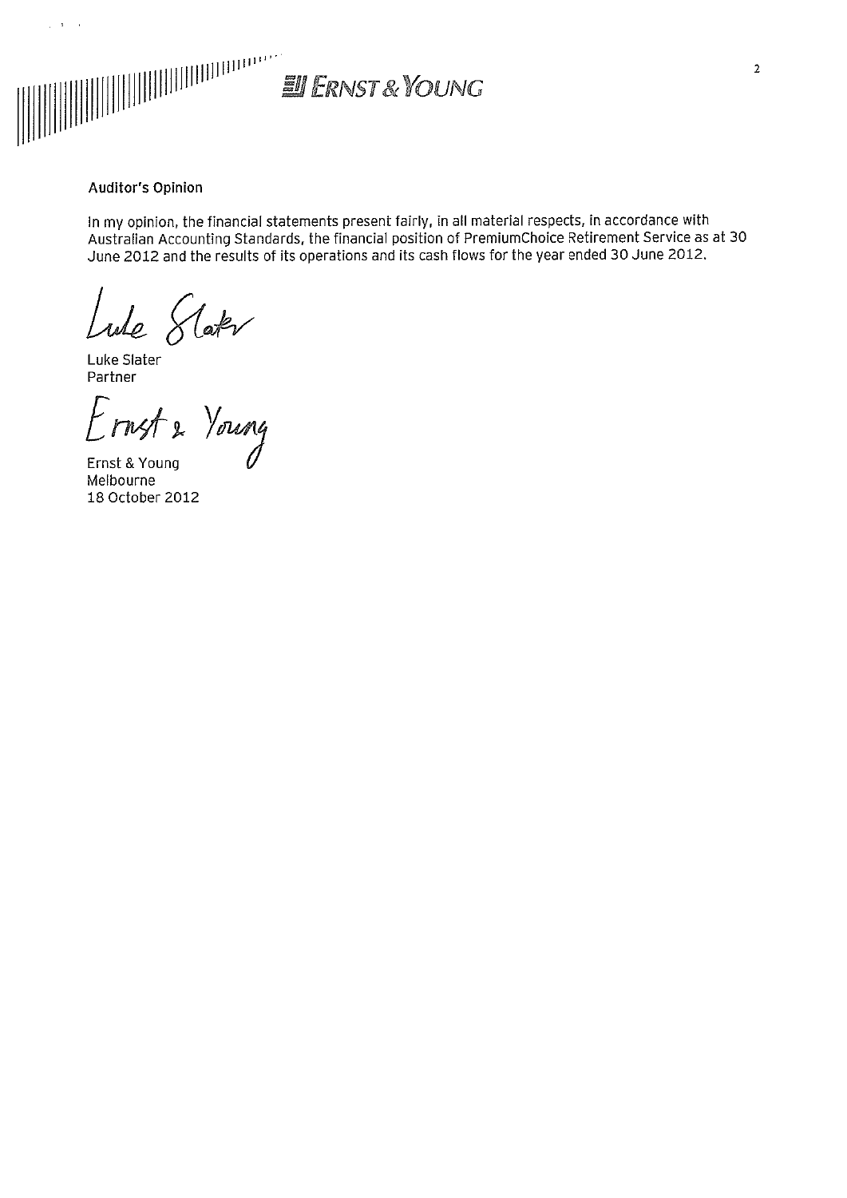**Auditor's Opinion**

In my opinion, the financial statements present fairly, in all material respects, in accordance with Australian Accounting Standards, the financial position of PremiumChoice Retirement Service as at 30 June 2012 and the results of its operations and its cash flows for the year ended 30 June 2012.

Luke Slater
Partner

Ernst & Young
Melbourne
18 October 2012